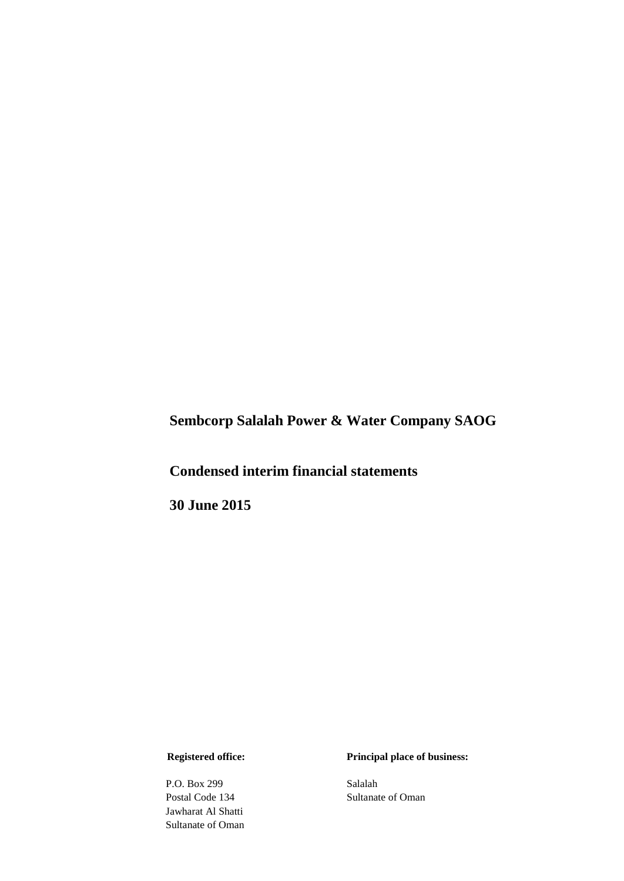# Sembcorp Salalah Power & Water Company SAOG

## Condensed interim financial statements

## 30 June 2015

**Registered office:**

P.O. Box 299
Postal Code 134
Jawharat Al Shatti
Sultanate of Oman

**Principal place of business:**

Salalah
Sultanate of Oman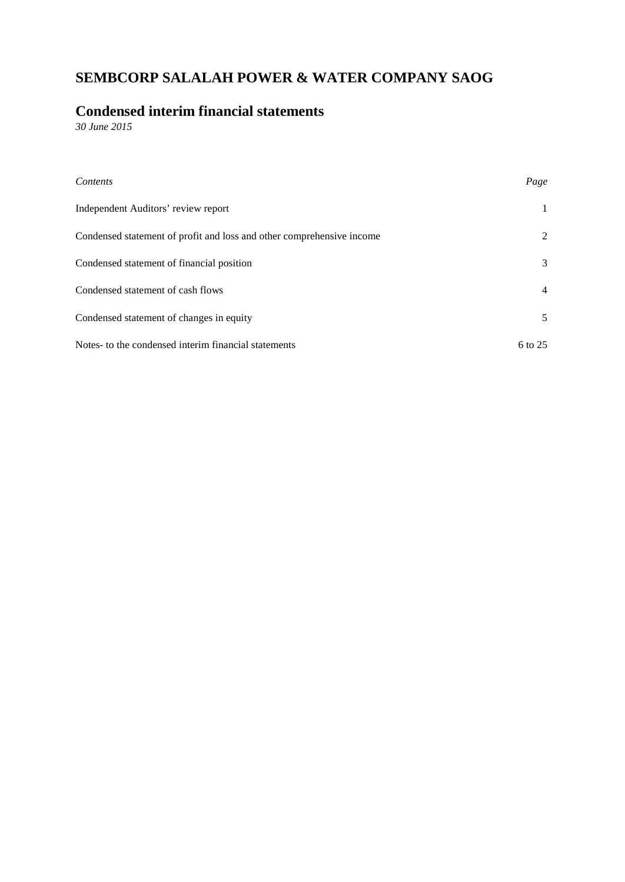# SEMBCORP SALALAH POWER & WATER COMPANY SAOG

## Condensed interim financial statements

*30 June 2015*

| *Contents* | *Page* |
|---|---|
| Independent Auditors' review report | 1 |
| Condensed statement of profit and loss and other comprehensive income | 2 |
| Condensed statement of financial position | 3 |
| Condensed statement of cash flows | 4 |
| Condensed statement of changes in equity | 5 |
| Notes- to the condensed interim financial statements | 6 to 25 |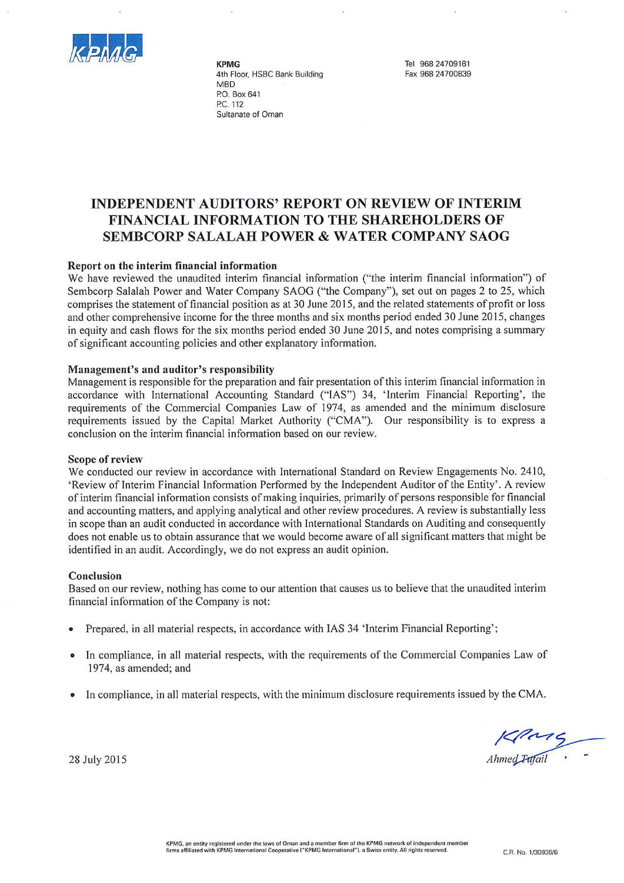KPMG
4th Floor, HSBC Bank Building
MBD
P.O. Box 641
P.C. 112
Sultanate of Oman

Tel 968 24709181
Fax 968 24700839

# INDEPENDENT AUDITORS' REPORT ON REVIEW OF INTERIM FINANCIAL INFORMATION TO THE SHAREHOLDERS OF SEMBCORP SALALAH POWER & WATER COMPANY SAOG

**Report on the interim financial information**

We have reviewed the unaudited interim financial information ("the interim financial information") of Sembcorp Salalah Power and Water Company SAOG ("the Company"), set out on pages 2 to 25, which comprises the statement of financial position as at 30 June 2015, and the related statements of profit or loss and other comprehensive income for the three months and six months period ended 30 June 2015, changes in equity and cash flows for the six months period ended 30 June 2015, and notes comprising a summary of significant accounting policies and other explanatory information.

**Management's and auditor's responsibility**

Management is responsible for the preparation and fair presentation of this interim financial information in accordance with International Accounting Standard ("IAS") 34, 'Interim Financial Reporting', the requirements of the Commercial Companies Law of 1974, as amended and the minimum disclosure requirements issued by the Capital Market Authority ("CMA"). Our responsibility is to express a conclusion on the interim financial information based on our review.

**Scope of review**

We conducted our review in accordance with International Standard on Review Engagements No. 2410, 'Review of Interim Financial Information Performed by the Independent Auditor of the Entity'. A review of interim financial information consists of making inquiries, primarily of persons responsible for financial and accounting matters, and applying analytical and other review procedures. A review is substantially less in scope than an audit conducted in accordance with International Standards on Auditing and consequently does not enable us to obtain assurance that we would become aware of all significant matters that might be identified in an audit. Accordingly, we do not express an audit opinion.

**Conclusion**

Based on our review, nothing has come to our attention that causes us to believe that the unaudited interim financial information of the Company is not:

- Prepared, in all material respects, in accordance with IAS 34 'Interim Financial Reporting';
- In compliance, in all material respects, with the requirements of the Commercial Companies Law of 1974, as amended; and
- In compliance, in all material respects, with the minimum disclosure requirements issued by the CMA.

28 July 2015

Ahmed Tufail

KPMG, an entity registered under the laws of Oman and a member firm of the KPMG network of independent member firms affiliated with KPMG International Cooperative ("KPMG International"), a Swiss entity. All rights reserved.

C.R. No. 1/30936/6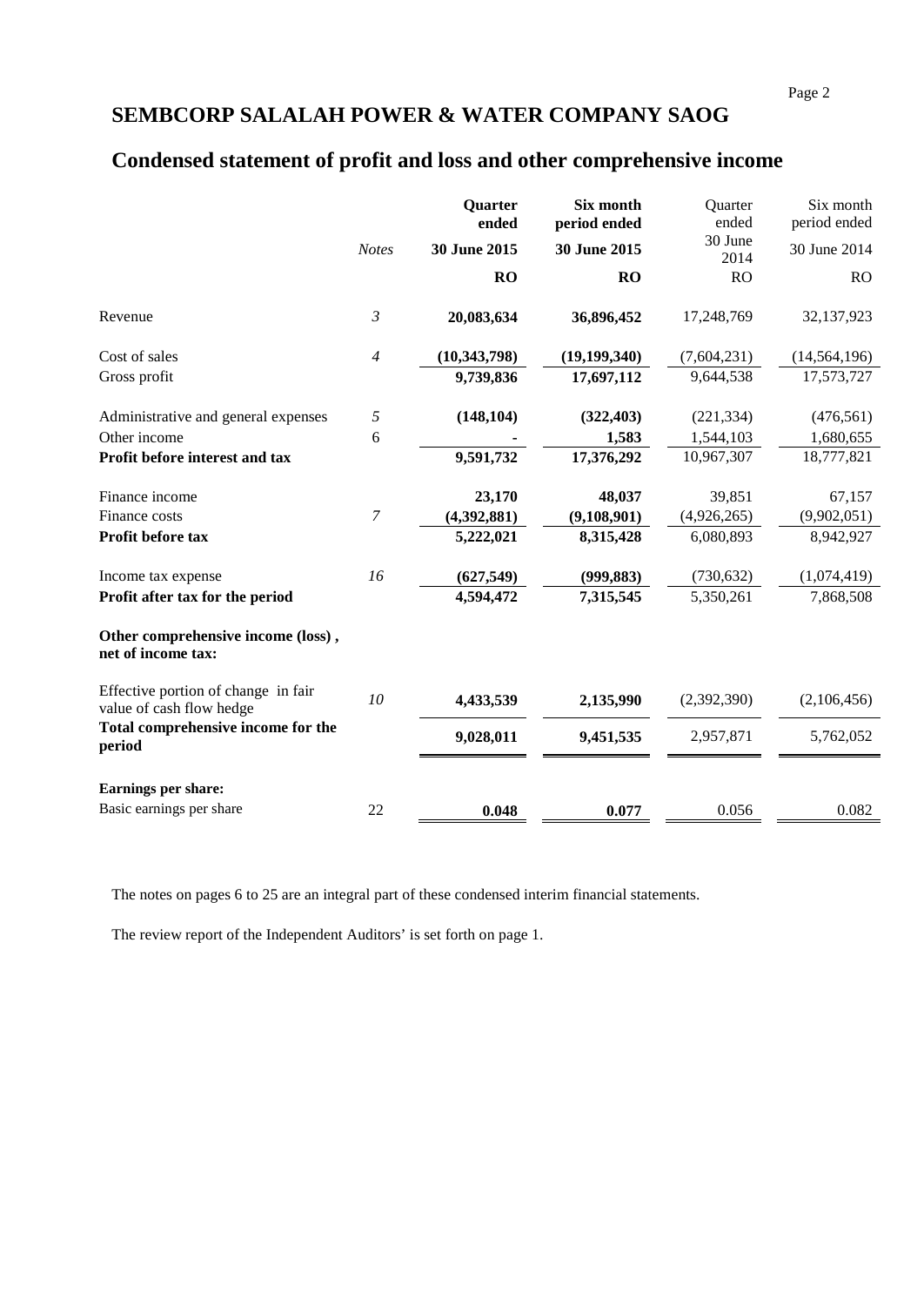# SEMBCORP SALALAH POWER & WATER COMPANY SAOG

## Condensed statement of profit and loss and other comprehensive income

| | *Notes* | **Quarter ended 30 June 2015** | **Six month period ended 30 June 2015** | Quarter ended 30 June 2014 | Six month period ended 30 June 2014 |
|---|---|---|---|---|---|
| | | **RO** | **RO** | RO | RO |
| Revenue | *3* | **20,083,634** | **36,896,452** | 17,248,769 | 32,137,923 |
| Cost of sales | *4* | **(10,343,798)** | **(19,199,340)** | (7,604,231) | (14,564,196) |
| Gross profit | | **9,739,836** | **17,697,112** | 9,644,538 | 17,573,727 |
| Administrative and general expenses | *5* | **(148,104)** | **(322,403)** | (221,334) | (476,561) |
| Other income | 6 | **-** | **1,583** | 1,544,103 | 1,680,655 |
| **Profit before interest and tax** | | **9,591,732** | **17,376,292** | 10,967,307 | 18,777,821 |
| Finance income | | **23,170** | **48,037** | 39,851 | 67,157 |
| Finance costs | *7* | **(4,392,881)** | **(9,108,901)** | (4,926,265) | (9,902,051) |
| **Profit before tax** | | **5,222,021** | **8,315,428** | 6,080,893 | 8,942,927 |
| Income tax expense | *16* | **(627,549)** | **(999,883)** | (730,632) | (1,074,419) |
| **Profit after tax for the period** | | **4,594,472** | **7,315,545** | 5,350,261 | 7,868,508 |
| **Other comprehensive income (loss) , net of income tax:** | | | | | |
| Effective portion of change in fair value of cash flow hedge | *10* | **4,433,539** | **2,135,990** | (2,392,390) | (2,106,456) |
| **Total comprehensive income for the period** | | **9,028,011** | **9,451,535** | 2,957,871 | 5,762,052 |
| **Earnings per share:** | | | | | |
| Basic earnings per share | 22 | **0.048** | **0.077** | 0.056 | 0.082 |

The notes on pages 6 to 25 are an integral part of these condensed interim financial statements.

The review report of the Independent Auditors' is set forth on page 1.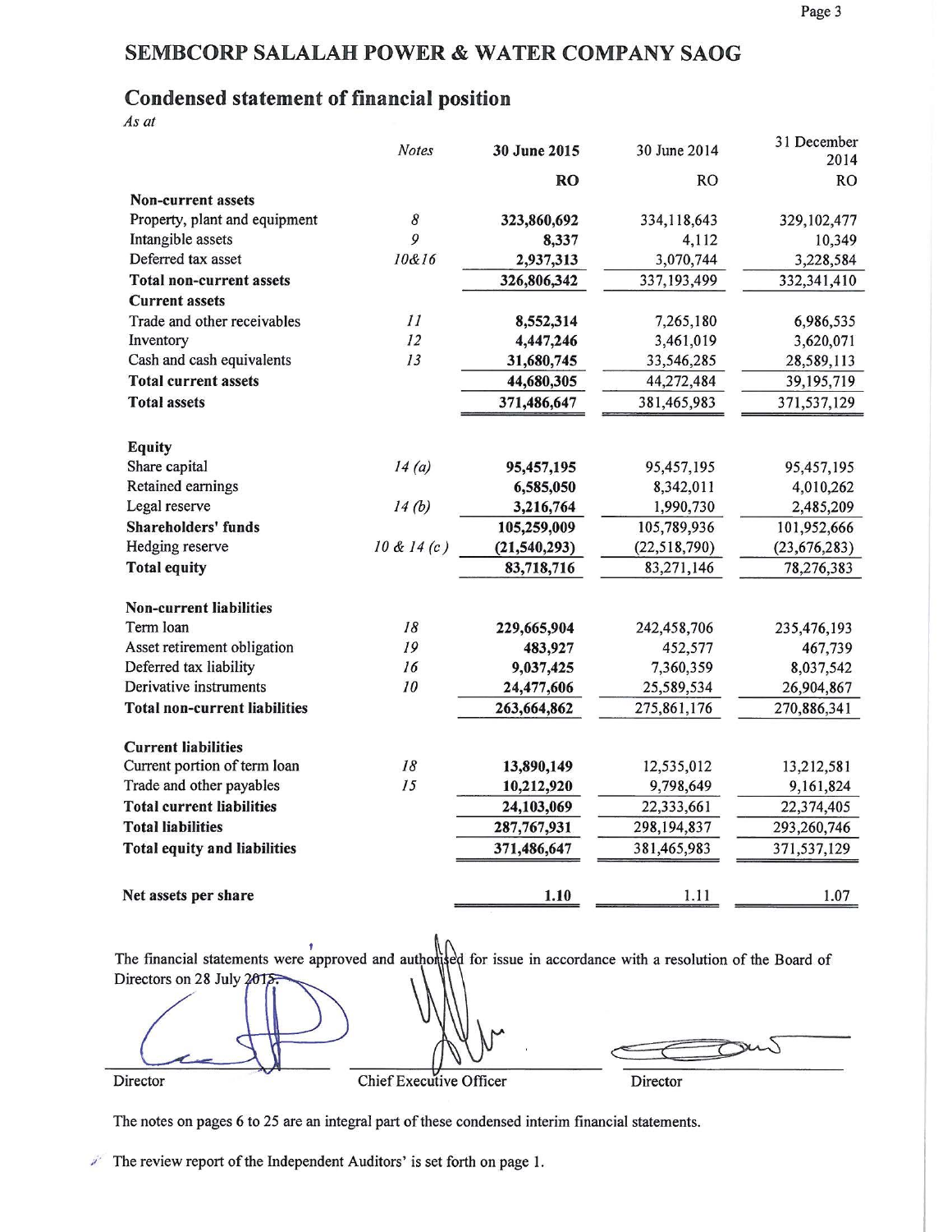# SEMBCORP SALALAH POWER & WATER COMPANY SAOG

## Condensed statement of financial position

*As at*

| | *Notes* | **30 June 2015** | 30 June 2014 | 31 December 2014 |
|---|---|---|---|---|
| | | **RO** | RO | RO |
| **Non-current assets** | | | | |
| Property, plant and equipment | *8* | **323,860,692** | 334,118,643 | 329,102,477 |
| Intangible assets | *9* | **8,337** | 4,112 | 10,349 |
| Deferred tax asset | *10&16* | **2,937,313** | 3,070,744 | 3,228,584 |
| **Total non-current assets** | | **326,806,342** | 337,193,499 | 332,341,410 |
| **Current assets** | | | | |
| Trade and other receivables | *11* | **8,552,314** | 7,265,180 | 6,986,535 |
| Inventory | *12* | **4,447,246** | 3,461,019 | 3,620,071 |
| Cash and cash equivalents | *13* | **31,680,745** | 33,546,285 | 28,589,113 |
| **Total current assets** | | **44,680,305** | 44,272,484 | 39,195,719 |
| **Total assets** | | **371,486,647** | 381,465,983 | 371,537,129 |
| | | | | |
| **Equity** | | | | |
| Share capital | *14 (a)* | **95,457,195** | 95,457,195 | 95,457,195 |
| Retained earnings | | **6,585,050** | 8,342,011 | 4,010,262 |
| Legal reserve | *14 (b)* | **3,216,764** | 1,990,730 | 2,485,209 |
| **Shareholders' funds** | | **105,259,009** | 105,789,936 | 101,952,666 |
| Hedging reserve | *10 & 14 (c)* | **(21,540,293)** | (22,518,790) | (23,676,283) |
| **Total equity** | | **83,718,716** | 83,271,146 | 78,276,383 |
| | | | | |
| **Non-current liabilities** | | | | |
| Term loan | *18* | **229,665,904** | 242,458,706 | 235,476,193 |
| Asset retirement obligation | *19* | **483,927** | 452,577 | 467,739 |
| Deferred tax liability | *16* | **9,037,425** | 7,360,359 | 8,037,542 |
| Derivative instruments | *10* | **24,477,606** | 25,589,534 | 26,904,867 |
| **Total non-current liabilities** | | **263,664,862** | 275,861,176 | 270,886,341 |
| | | | | |
| **Current liabilities** | | | | |
| Current portion of term loan | *18* | **13,890,149** | 12,535,012 | 13,212,581 |
| Trade and other payables | *15* | **10,212,920** | 9,798,649 | 9,161,824 |
| **Total current liabilities** | | **24,103,069** | 22,333,661 | 22,374,405 |
| **Total liabilities** | | **287,767,931** | 298,194,837 | 293,260,746 |
| **Total equity and liabilities** | | **371,486,647** | 381,465,983 | 371,537,129 |
| | | | | |
| **Net assets per share** | | **1.10** | 1.11 | 1.07 |

The financial statements were approved and authorised for issue in accordance with a resolution of the Board of Directors on 28 July 2015.

| Director | Chief Executive Officer | Director |
|---|---|---|

The notes on pages 6 to 25 are an integral part of these condensed interim financial statements.

The review report of the Independent Auditors' is set forth on page 1.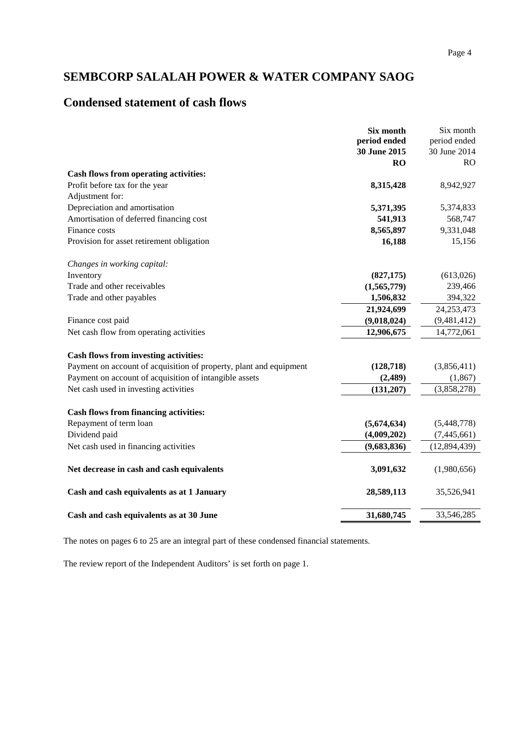# SEMBCORP SALALAH POWER & WATER COMPANY SAOG

## Condensed statement of cash flows

| | **Six month period ended 30 June 2015 RO** | Six month period ended 30 June 2014 RO |
|---|---|---|
| **Cash flows from operating activities:** | | |
| Profit before tax for the year | **8,315,428** | 8,942,927 |
| Adjustment for: | | |
| Depreciation and amortisation | **5,371,395** | 5,374,833 |
| Amortisation of deferred financing cost | **541,913** | 568,747 |
| Finance costs | **8,565,897** | 9,331,048 |
| Provision for asset retirement obligation | **16,188** | 15,156 |
| *Changes in working capital:* | | |
| Inventory | **(827,175)** | (613,026) |
| Trade and other receivables | **(1,565,779)** | 239,466 |
| Trade and other payables | **1,506,832** | 394,322 |
| | **21,924,699** | 24,253,473 |
| Finance cost paid | **(9,018,024)** | (9,481,412) |
| Net cash flow from operating activities | **12,906,675** | 14,772,061 |
| **Cash flows from investing activities:** | | |
| Payment on account of acquisition of property, plant and equipment | **(128,718)** | (3,856,411) |
| Payment on account of acquisition of intangible assets | **(2,489)** | (1,867) |
| Net cash used in investing activities | **(131,207)** | (3,858,278) |
| **Cash flows from financing activities:** | | |
| Repayment of term loan | **(5,674,634)** | (5,448,778) |
| Dividend paid | **(4,009,202)** | (7,445,661) |
| Net cash used in financing activities | **(9,683,836)** | (12,894,439) |
| **Net decrease in cash and cash equivalents** | **3,091,632** | (1,980,656) |
| **Cash and cash equivalents as at 1 January** | **28,589,113** | 35,526,941 |
| **Cash and cash equivalents as at 30 June** | **31,680,745** | 33,546,285 |

The notes on pages 6 to 25 are an integral part of these condensed financial statements.

The review report of the Independent Auditors' is set forth on page 1.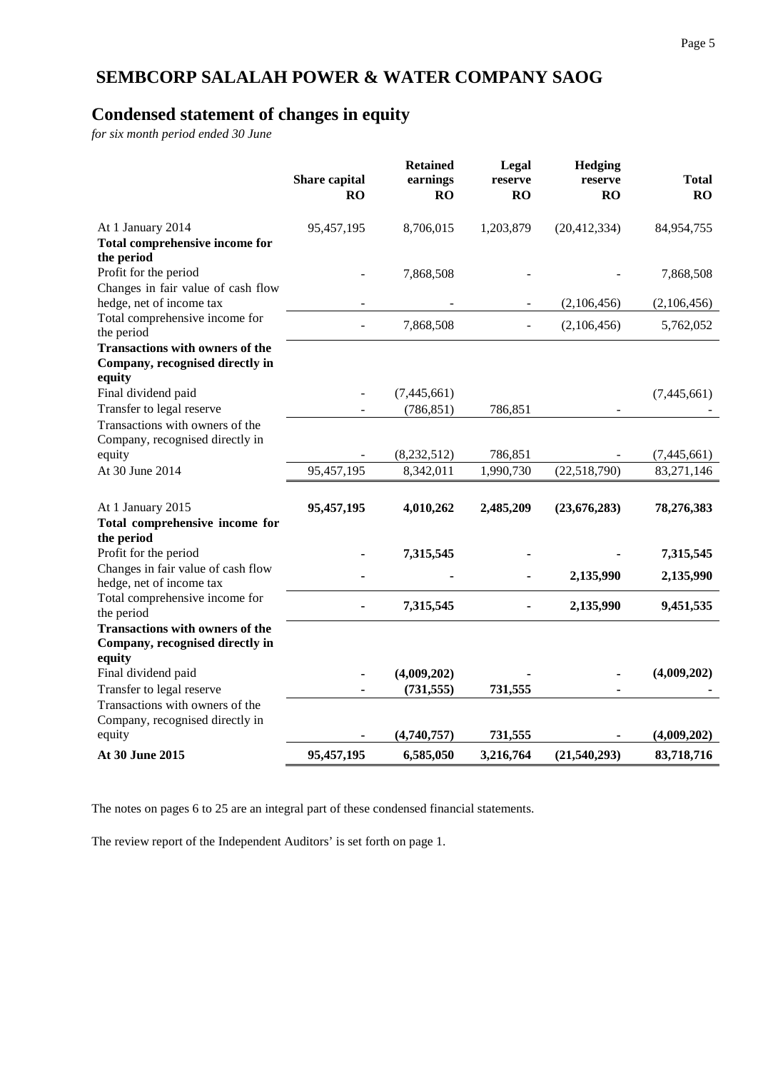# SEMBCORP SALALAH POWER & WATER COMPANY SAOG

## Condensed statement of changes in equity

*for six month period ended 30 June*

| | Share capital RO | Retained earnings RO | Legal reserve RO | Hedging reserve RO | Total RO |
|---|---|---|---|---|---|
| At 1 January 2014 | 95,457,195 | 8,706,015 | 1,203,879 | (20,412,334) | 84,954,755 |
| **Total comprehensive income for the period** | | | | | |
| Profit for the period | - | 7,868,508 | - | - | 7,868,508 |
| Changes in fair value of cash flow hedge, net of income tax | - | - | - | (2,106,456) | (2,106,456) |
| Total comprehensive income for the period | - | 7,868,508 | - | (2,106,456) | 5,762,052 |
| **Transactions with owners of the Company, recognised directly in equity** | | | | | |
| Final dividend paid | - | (7,445,661) | | | (7,445,661) |
| Transfer to legal reserve | - | (786,851) | 786,851 | - | - |
| Transactions with owners of the Company, recognised directly in equity | - | (8,232,512) | 786,851 | - | (7,445,661) |
| At 30 June 2014 | 95,457,195 | 8,342,011 | 1,990,730 | (22,518,790) | 83,271,146 |
| | | | | | |
| At 1 January 2015 | **95,457,195** | **4,010,262** | **2,485,209** | **(23,676,283)** | **78,276,383** |
| **Total comprehensive income for the period** | | | | | |
| Profit for the period | **-** | **7,315,545** | **-** | **-** | **7,315,545** |
| Changes in fair value of cash flow hedge, net of income tax | **-** | **-** | **-** | **2,135,990** | **2,135,990** |
| Total comprehensive income for the period | **-** | **7,315,545** | **-** | **2,135,990** | **9,451,535** |
| **Transactions with owners of the Company, recognised directly in equity** | | | | | |
| Final dividend paid | **-** | **(4,009,202)** | **-** | **-** | **(4,009,202)** |
| Transfer to legal reserve | **-** | **(731,555)** | **731,555** | **-** | **-** |
| Transactions with owners of the Company, recognised directly in equity | **-** | **(4,740,757)** | **731,555** | **-** | **(4,009,202)** |
| **At 30 June 2015** | **95,457,195** | **6,585,050** | **3,216,764** | **(21,540,293)** | **83,718,716** |

The notes on pages 6 to 25 are an integral part of these condensed financial statements.

The review report of the Independent Auditors' is set forth on page 1.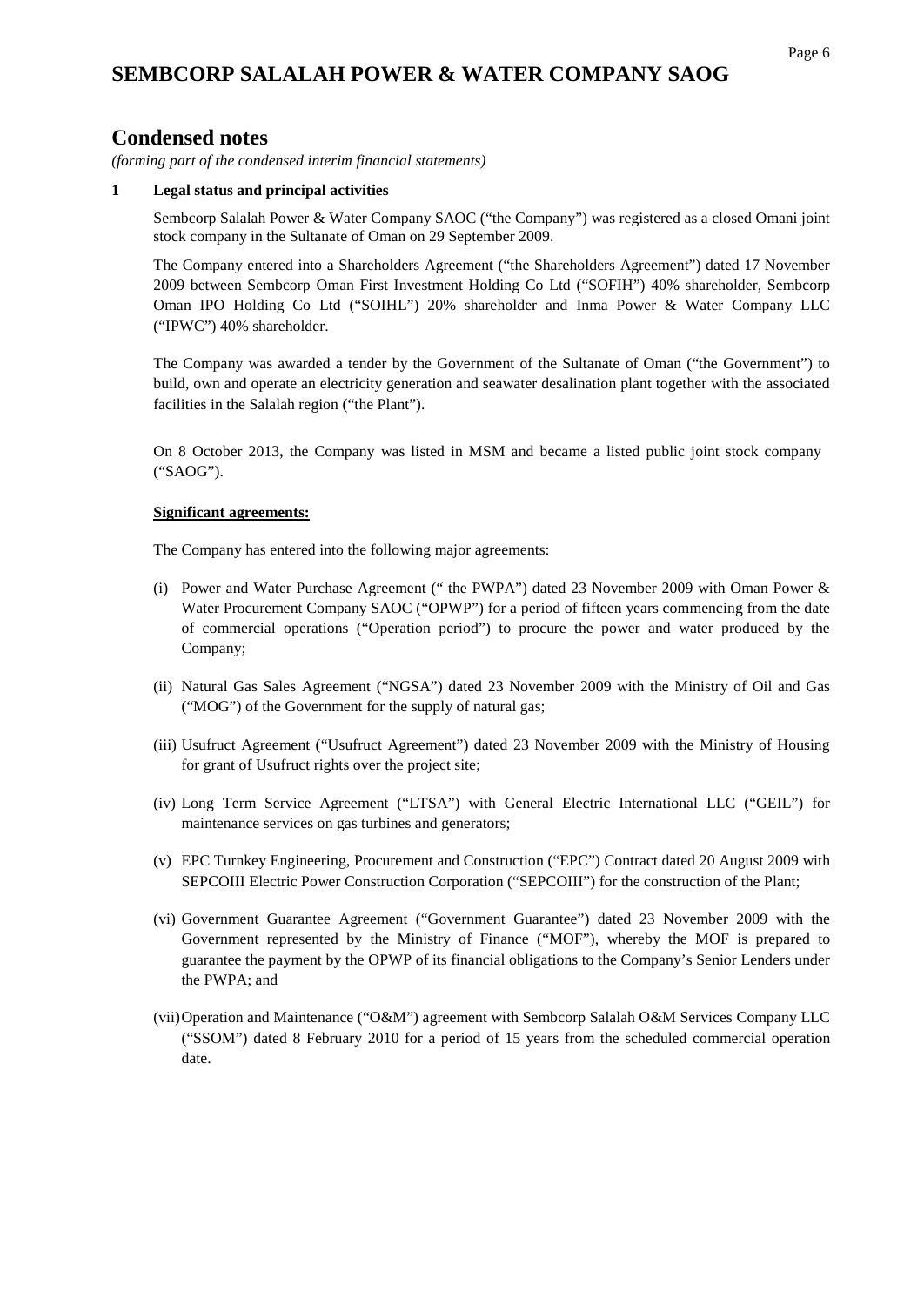# SEMBCORP SALALAH POWER & WATER COMPANY SAOG

## Condensed notes

*(forming part of the condensed interim financial statements)*

### 1 Legal status and principal activities

Sembcorp Salalah Power & Water Company SAOC ("the Company") was registered as a closed Omani joint stock company in the Sultanate of Oman on 29 September 2009.

The Company entered into a Shareholders Agreement ("the Shareholders Agreement") dated 17 November 2009 between Sembcorp Oman First Investment Holding Co Ltd ("SOFIH") 40% shareholder, Sembcorp Oman IPO Holding Co Ltd ("SOIHL") 20% shareholder and Inma Power & Water Company LLC ("IPWC") 40% shareholder.

The Company was awarded a tender by the Government of the Sultanate of Oman ("the Government") to build, own and operate an electricity generation and seawater desalination plant together with the associated facilities in the Salalah region ("the Plant").

On 8 October 2013, the Company was listed in MSM and became a listed public joint stock company ("SAOG").

**Significant agreements:**

The Company has entered into the following major agreements:

(i) Power and Water Purchase Agreement (" the PWPA") dated 23 November 2009 with Oman Power & Water Procurement Company SAOC ("OPWP") for a period of fifteen years commencing from the date of commercial operations ("Operation period") to procure the power and water produced by the Company;

(ii) Natural Gas Sales Agreement ("NGSA") dated 23 November 2009 with the Ministry of Oil and Gas ("MOG") of the Government for the supply of natural gas;

(iii) Usufruct Agreement ("Usufruct Agreement") dated 23 November 2009 with the Ministry of Housing for grant of Usufruct rights over the project site;

(iv) Long Term Service Agreement ("LTSA") with General Electric International LLC ("GEIL") for maintenance services on gas turbines and generators;

(v) EPC Turnkey Engineering, Procurement and Construction ("EPC") Contract dated 20 August 2009 with SEPCOIII Electric Power Construction Corporation ("SEPCOIII") for the construction of the Plant;

(vi) Government Guarantee Agreement ("Government Guarantee") dated 23 November 2009 with the Government represented by the Ministry of Finance ("MOF"), whereby the MOF is prepared to guarantee the payment by the OPWP of its financial obligations to the Company's Senior Lenders under the PWPA; and

(vii) Operation and Maintenance ("O&M") agreement with Sembcorp Salalah O&M Services Company LLC ("SSOM") dated 8 February 2010 for a period of 15 years from the scheduled commercial operation date.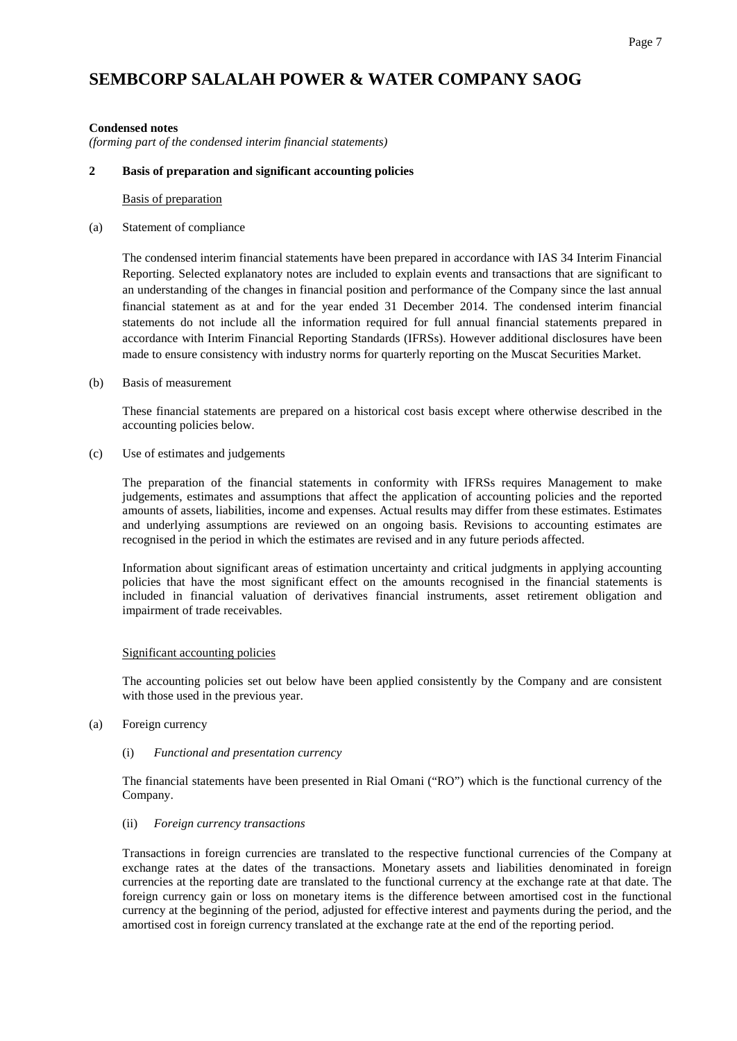# SEMBCORP SALALAH POWER & WATER COMPANY SAOG

**Condensed notes**
*(forming part of the condensed interim financial statements)*

## 2 Basis of preparation and significant accounting policies

Basis of preparation

(a) Statement of compliance

The condensed interim financial statements have been prepared in accordance with IAS 34 Interim Financial Reporting. Selected explanatory notes are included to explain events and transactions that are significant to an understanding of the changes in financial position and performance of the Company since the last annual financial statement as at and for the year ended 31 December 2014. The condensed interim financial statements do not include all the information required for full annual financial statements prepared in accordance with Interim Financial Reporting Standards (IFRSs). However additional disclosures have been made to ensure consistency with industry norms for quarterly reporting on the Muscat Securities Market.

(b) Basis of measurement

These financial statements are prepared on a historical cost basis except where otherwise described in the accounting policies below.

(c) Use of estimates and judgements

The preparation of the financial statements in conformity with IFRSs requires Management to make judgements, estimates and assumptions that affect the application of accounting policies and the reported amounts of assets, liabilities, income and expenses. Actual results may differ from these estimates. Estimates and underlying assumptions are reviewed on an ongoing basis. Revisions to accounting estimates are recognised in the period in which the estimates are revised and in any future periods affected.

Information about significant areas of estimation uncertainty and critical judgments in applying accounting policies that have the most significant effect on the amounts recognised in the financial statements is included in financial valuation of derivatives financial instruments, asset retirement obligation and impairment of trade receivables.

Significant accounting policies

The accounting policies set out below have been applied consistently by the Company and are consistent with those used in the previous year.

(a) Foreign currency

(i) *Functional and presentation currency*

The financial statements have been presented in Rial Omani ("RO") which is the functional currency of the Company.

(ii) *Foreign currency transactions*

Transactions in foreign currencies are translated to the respective functional currencies of the Company at exchange rates at the dates of the transactions. Monetary assets and liabilities denominated in foreign currencies at the reporting date are translated to the functional currency at the exchange rate at that date. The foreign currency gain or loss on monetary items is the difference between amortised cost in the functional currency at the beginning of the period, adjusted for effective interest and payments during the period, and the amortised cost in foreign currency translated at the exchange rate at the end of the reporting period.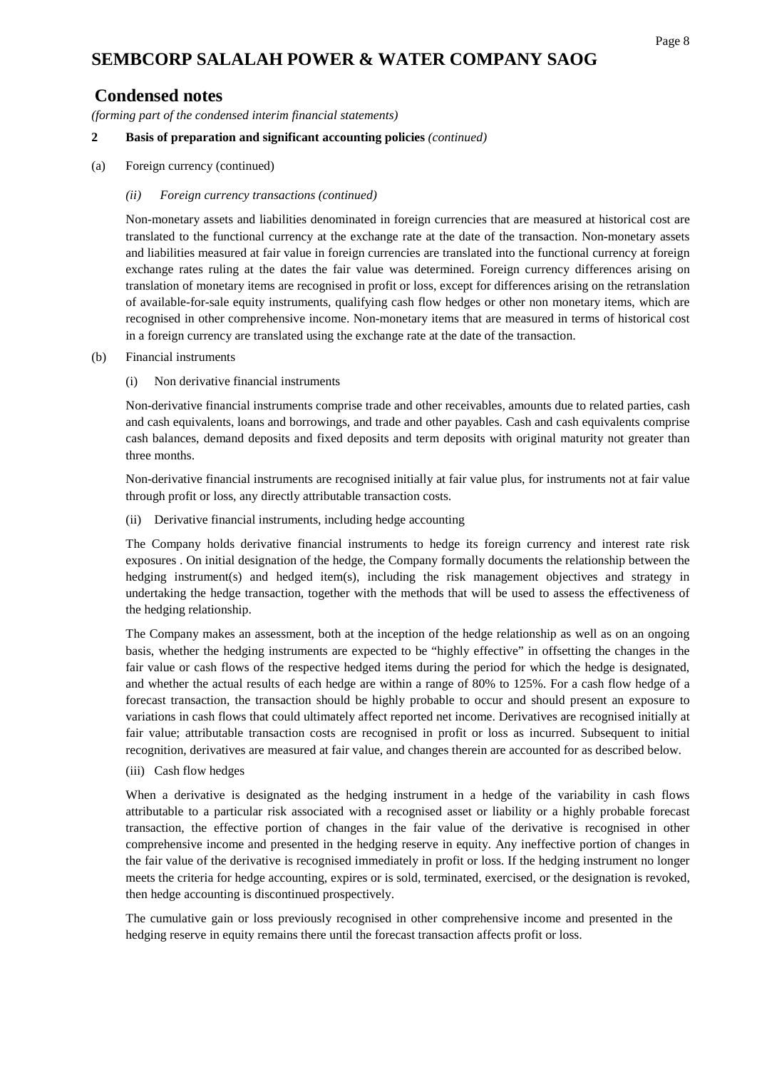# SEMBCORP SALALAH POWER & WATER COMPANY SAOG

## Condensed notes

*(forming part of the condensed interim financial statements)*

**2 Basis of preparation and significant accounting policies** *(continued)*

(a) Foreign currency (continued)

*(ii) Foreign currency transactions (continued)*

Non-monetary assets and liabilities denominated in foreign currencies that are measured at historical cost are translated to the functional currency at the exchange rate at the date of the transaction. Non-monetary assets and liabilities measured at fair value in foreign currencies are translated into the functional currency at foreign exchange rates ruling at the dates the fair value was determined. Foreign currency differences arising on translation of monetary items are recognised in profit or loss, except for differences arising on the retranslation of available-for-sale equity instruments, qualifying cash flow hedges or other non monetary items, which are recognised in other comprehensive income. Non-monetary items that are measured in terms of historical cost in a foreign currency are translated using the exchange rate at the date of the transaction.

(b) Financial instruments

(i) Non derivative financial instruments

Non-derivative financial instruments comprise trade and other receivables, amounts due to related parties, cash and cash equivalents, loans and borrowings, and trade and other payables. Cash and cash equivalents comprise cash balances, demand deposits and fixed deposits and term deposits with original maturity not greater than three months.

Non-derivative financial instruments are recognised initially at fair value plus, for instruments not at fair value through profit or loss, any directly attributable transaction costs.

(ii) Derivative financial instruments, including hedge accounting

The Company holds derivative financial instruments to hedge its foreign currency and interest rate risk exposures . On initial designation of the hedge, the Company formally documents the relationship between the hedging instrument(s) and hedged item(s), including the risk management objectives and strategy in undertaking the hedge transaction, together with the methods that will be used to assess the effectiveness of the hedging relationship.

The Company makes an assessment, both at the inception of the hedge relationship as well as on an ongoing basis, whether the hedging instruments are expected to be "highly effective" in offsetting the changes in the fair value or cash flows of the respective hedged items during the period for which the hedge is designated, and whether the actual results of each hedge are within a range of 80% to 125%. For a cash flow hedge of a forecast transaction, the transaction should be highly probable to occur and should present an exposure to variations in cash flows that could ultimately affect reported net income. Derivatives are recognised initially at fair value; attributable transaction costs are recognised in profit or loss as incurred. Subsequent to initial recognition, derivatives are measured at fair value, and changes therein are accounted for as described below.

(iii) Cash flow hedges

When a derivative is designated as the hedging instrument in a hedge of the variability in cash flows attributable to a particular risk associated with a recognised asset or liability or a highly probable forecast transaction, the effective portion of changes in the fair value of the derivative is recognised in other comprehensive income and presented in the hedging reserve in equity. Any ineffective portion of changes in the fair value of the derivative is recognised immediately in profit or loss. If the hedging instrument no longer meets the criteria for hedge accounting, expires or is sold, terminated, exercised, or the designation is revoked, then hedge accounting is discontinued prospectively.

The cumulative gain or loss previously recognised in other comprehensive income and presented in the hedging reserve in equity remains there until the forecast transaction affects profit or loss.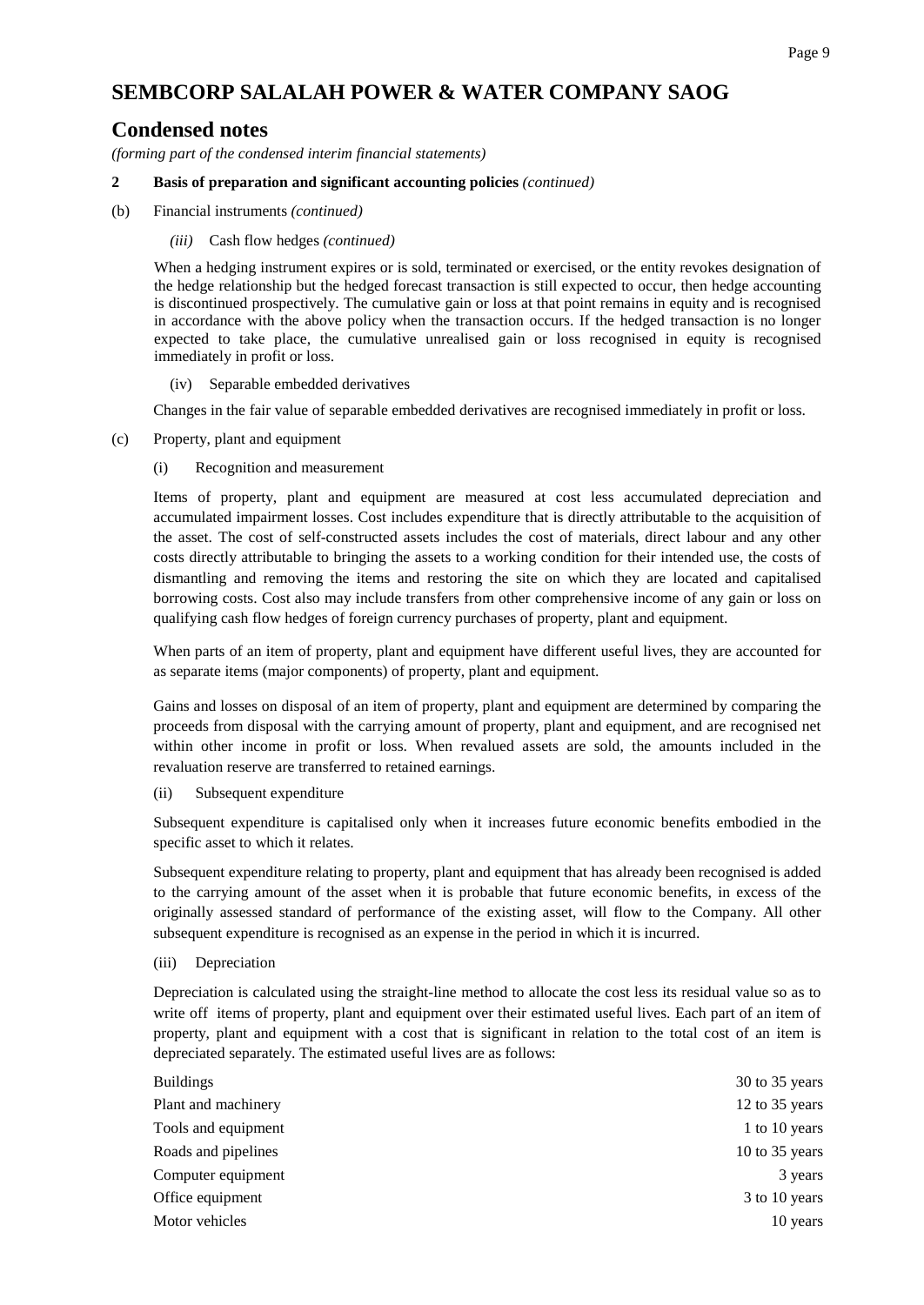# SEMBCORP SALALAH POWER & WATER COMPANY SAOG

## Condensed notes

*(forming part of the condensed interim financial statements)*

**2 Basis of preparation and significant accounting policies** *(continued)*

(b) Financial instruments *(continued)*

*(iii)* Cash flow hedges *(continued)*

When a hedging instrument expires or is sold, terminated or exercised, or the entity revokes designation of the hedge relationship but the hedged forecast transaction is still expected to occur, then hedge accounting is discontinued prospectively. The cumulative gain or loss at that point remains in equity and is recognised in accordance with the above policy when the transaction occurs. If the hedged transaction is no longer expected to take place, the cumulative unrealised gain or loss recognised in equity is recognised immediately in profit or loss.

(iv) Separable embedded derivatives

Changes in the fair value of separable embedded derivatives are recognised immediately in profit or loss.

(c) Property, plant and equipment

(i) Recognition and measurement

Items of property, plant and equipment are measured at cost less accumulated depreciation and accumulated impairment losses. Cost includes expenditure that is directly attributable to the acquisition of the asset. The cost of self-constructed assets includes the cost of materials, direct labour and any other costs directly attributable to bringing the assets to a working condition for their intended use, the costs of dismantling and removing the items and restoring the site on which they are located and capitalised borrowing costs. Cost also may include transfers from other comprehensive income of any gain or loss on qualifying cash flow hedges of foreign currency purchases of property, plant and equipment.

When parts of an item of property, plant and equipment have different useful lives, they are accounted for as separate items (major components) of property, plant and equipment.

Gains and losses on disposal of an item of property, plant and equipment are determined by comparing the proceeds from disposal with the carrying amount of property, plant and equipment, and are recognised net within other income in profit or loss. When revalued assets are sold, the amounts included in the revaluation reserve are transferred to retained earnings.

(ii) Subsequent expenditure

Subsequent expenditure is capitalised only when it increases future economic benefits embodied in the specific asset to which it relates.

Subsequent expenditure relating to property, plant and equipment that has already been recognised is added to the carrying amount of the asset when it is probable that future economic benefits, in excess of the originally assessed standard of performance of the existing asset, will flow to the Company. All other subsequent expenditure is recognised as an expense in the period in which it is incurred.

(iii) Depreciation

Depreciation is calculated using the straight-line method to allocate the cost less its residual value so as to write off items of property, plant and equipment over their estimated useful lives. Each part of an item of property, plant and equipment with a cost that is significant in relation to the total cost of an item is depreciated separately. The estimated useful lives are as follows:

| | |
|---|---|
| Buildings | 30 to 35 years |
| Plant and machinery | 12 to 35 years |
| Tools and equipment | 1 to 10 years |
| Roads and pipelines | 10 to 35 years |
| Computer equipment | 3 years |
| Office equipment | 3 to 10 years |
| Motor vehicles | 10 years |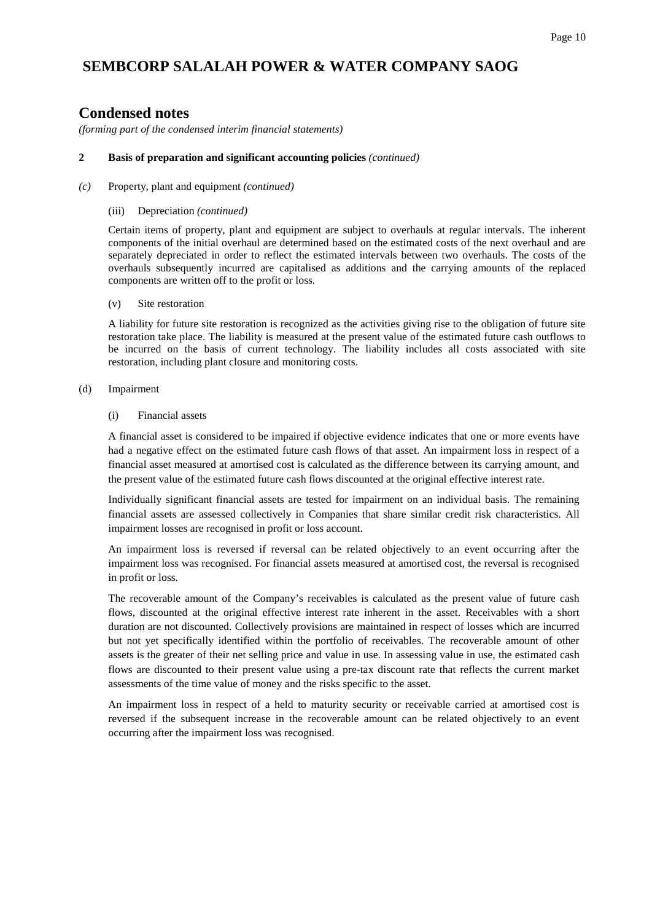# SEMBCORP SALALAH POWER & WATER COMPANY SAOG

## Condensed notes

*(forming part of the condensed interim financial statements)*

**2 Basis of preparation and significant accounting policies** *(continued)*

*(c)* Property, plant and equipment *(continued)*

(iii) Depreciation *(continued)*

Certain items of property, plant and equipment are subject to overhauls at regular intervals. The inherent components of the initial overhaul are determined based on the estimated costs of the next overhaul and are separately depreciated in order to reflect the estimated intervals between two overhauls. The costs of the overhauls subsequently incurred are capitalised as additions and the carrying amounts of the replaced components are written off to the profit or loss.

(v) Site restoration

A liability for future site restoration is recognized as the activities giving rise to the obligation of future site restoration take place. The liability is measured at the present value of the estimated future cash outflows to be incurred on the basis of current technology. The liability includes all costs associated with site restoration, including plant closure and monitoring costs.

(d) Impairment

(i) Financial assets

A financial asset is considered to be impaired if objective evidence indicates that one or more events have had a negative effect on the estimated future cash flows of that asset. An impairment loss in respect of a financial asset measured at amortised cost is calculated as the difference between its carrying amount, and the present value of the estimated future cash flows discounted at the original effective interest rate.

Individually significant financial assets are tested for impairment on an individual basis. The remaining financial assets are assessed collectively in Companies that share similar credit risk characteristics. All impairment losses are recognised in profit or loss account.

An impairment loss is reversed if reversal can be related objectively to an event occurring after the impairment loss was recognised. For financial assets measured at amortised cost, the reversal is recognised in profit or loss.

The recoverable amount of the Company's receivables is calculated as the present value of future cash flows, discounted at the original effective interest rate inherent in the asset. Receivables with a short duration are not discounted. Collectively provisions are maintained in respect of losses which are incurred but not yet specifically identified within the portfolio of receivables. The recoverable amount of other assets is the greater of their net selling price and value in use. In assessing value in use, the estimated cash flows are discounted to their present value using a pre-tax discount rate that reflects the current market assessments of the time value of money and the risks specific to the asset.

An impairment loss in respect of a held to maturity security or receivable carried at amortised cost is reversed if the subsequent increase in the recoverable amount can be related objectively to an event occurring after the impairment loss was recognised.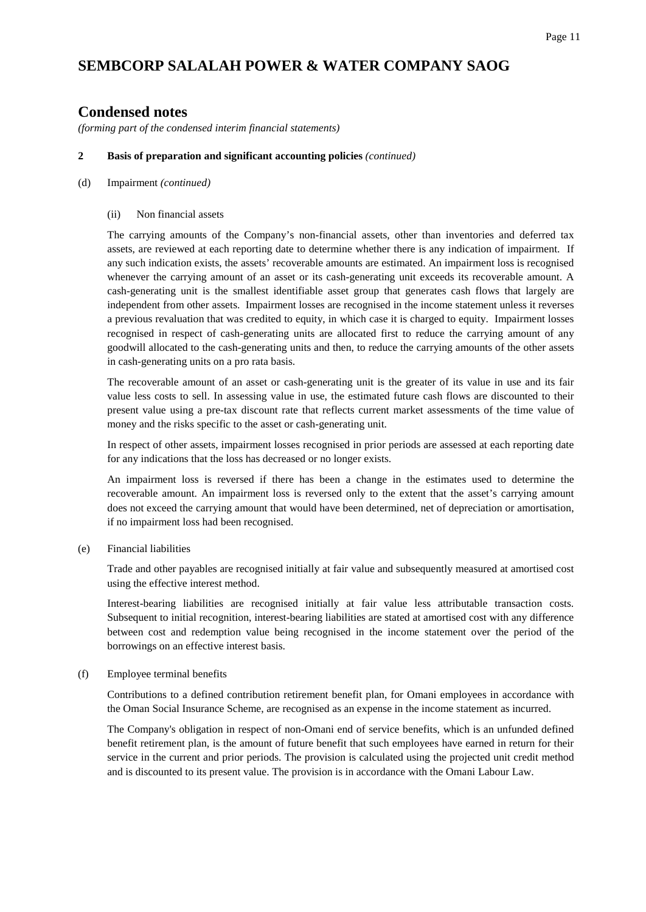# SEMBCORP SALALAH POWER & WATER COMPANY SAOG

## Condensed notes

*(forming part of the condensed interim financial statements)*

**2 Basis of preparation and significant accounting policies** *(continued)*

(d) Impairment *(continued)*

(ii) Non financial assets

The carrying amounts of the Company's non-financial assets, other than inventories and deferred tax assets, are reviewed at each reporting date to determine whether there is any indication of impairment. If any such indication exists, the assets' recoverable amounts are estimated. An impairment loss is recognised whenever the carrying amount of an asset or its cash-generating unit exceeds its recoverable amount. A cash-generating unit is the smallest identifiable asset group that generates cash flows that largely are independent from other assets. Impairment losses are recognised in the income statement unless it reverses a previous revaluation that was credited to equity, in which case it is charged to equity. Impairment losses recognised in respect of cash-generating units are allocated first to reduce the carrying amount of any goodwill allocated to the cash-generating units and then, to reduce the carrying amounts of the other assets in cash-generating units on a pro rata basis.

The recoverable amount of an asset or cash-generating unit is the greater of its value in use and its fair value less costs to sell. In assessing value in use, the estimated future cash flows are discounted to their present value using a pre-tax discount rate that reflects current market assessments of the time value of money and the risks specific to the asset or cash-generating unit.

In respect of other assets, impairment losses recognised in prior periods are assessed at each reporting date for any indications that the loss has decreased or no longer exists.

An impairment loss is reversed if there has been a change in the estimates used to determine the recoverable amount. An impairment loss is reversed only to the extent that the asset's carrying amount does not exceed the carrying amount that would have been determined, net of depreciation or amortisation, if no impairment loss had been recognised.

(e) Financial liabilities

Trade and other payables are recognised initially at fair value and subsequently measured at amortised cost using the effective interest method.

Interest-bearing liabilities are recognised initially at fair value less attributable transaction costs. Subsequent to initial recognition, interest-bearing liabilities are stated at amortised cost with any difference between cost and redemption value being recognised in the income statement over the period of the borrowings on an effective interest basis.

(f) Employee terminal benefits

Contributions to a defined contribution retirement benefit plan, for Omani employees in accordance with the Oman Social Insurance Scheme, are recognised as an expense in the income statement as incurred.

The Company's obligation in respect of non-Omani end of service benefits, which is an unfunded defined benefit retirement plan, is the amount of future benefit that such employees have earned in return for their service in the current and prior periods. The provision is calculated using the projected unit credit method and is discounted to its present value. The provision is in accordance with the Omani Labour Law.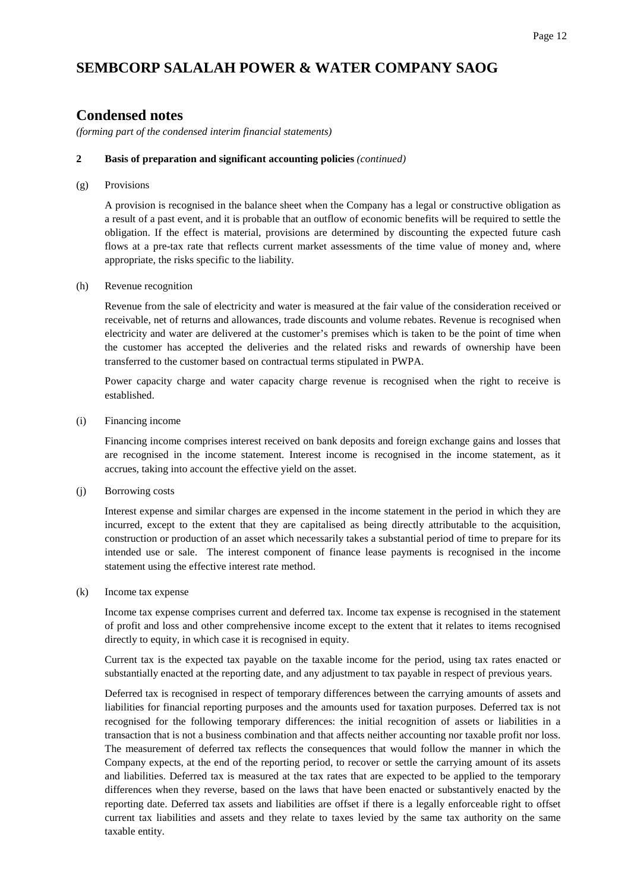# SEMBCORP SALALAH POWER & WATER COMPANY SAOG

## Condensed notes

*(forming part of the condensed interim financial statements)*

**2 Basis of preparation and significant accounting policies** *(continued)*

(g) Provisions

A provision is recognised in the balance sheet when the Company has a legal or constructive obligation as a result of a past event, and it is probable that an outflow of economic benefits will be required to settle the obligation. If the effect is material, provisions are determined by discounting the expected future cash flows at a pre-tax rate that reflects current market assessments of the time value of money and, where appropriate, the risks specific to the liability.

(h) Revenue recognition

Revenue from the sale of electricity and water is measured at the fair value of the consideration received or receivable, net of returns and allowances, trade discounts and volume rebates. Revenue is recognised when electricity and water are delivered at the customer's premises which is taken to be the point of time when the customer has accepted the deliveries and the related risks and rewards of ownership have been transferred to the customer based on contractual terms stipulated in PWPA.

Power capacity charge and water capacity charge revenue is recognised when the right to receive is established.

(i) Financing income

Financing income comprises interest received on bank deposits and foreign exchange gains and losses that are recognised in the income statement. Interest income is recognised in the income statement, as it accrues, taking into account the effective yield on the asset.

(j) Borrowing costs

Interest expense and similar charges are expensed in the income statement in the period in which they are incurred, except to the extent that they are capitalised as being directly attributable to the acquisition, construction or production of an asset which necessarily takes a substantial period of time to prepare for its intended use or sale. The interest component of finance lease payments is recognised in the income statement using the effective interest rate method.

(k) Income tax expense

Income tax expense comprises current and deferred tax. Income tax expense is recognised in the statement of profit and loss and other comprehensive income except to the extent that it relates to items recognised directly to equity, in which case it is recognised in equity.

Current tax is the expected tax payable on the taxable income for the period, using tax rates enacted or substantially enacted at the reporting date, and any adjustment to tax payable in respect of previous years.

Deferred tax is recognised in respect of temporary differences between the carrying amounts of assets and liabilities for financial reporting purposes and the amounts used for taxation purposes. Deferred tax is not recognised for the following temporary differences: the initial recognition of assets or liabilities in a transaction that is not a business combination and that affects neither accounting nor taxable profit nor loss. The measurement of deferred tax reflects the consequences that would follow the manner in which the Company expects, at the end of the reporting period, to recover or settle the carrying amount of its assets and liabilities. Deferred tax is measured at the tax rates that are expected to be applied to the temporary differences when they reverse, based on the laws that have been enacted or substantively enacted by the reporting date. Deferred tax assets and liabilities are offset if there is a legally enforceable right to offset current tax liabilities and assets and they relate to taxes levied by the same tax authority on the same taxable entity.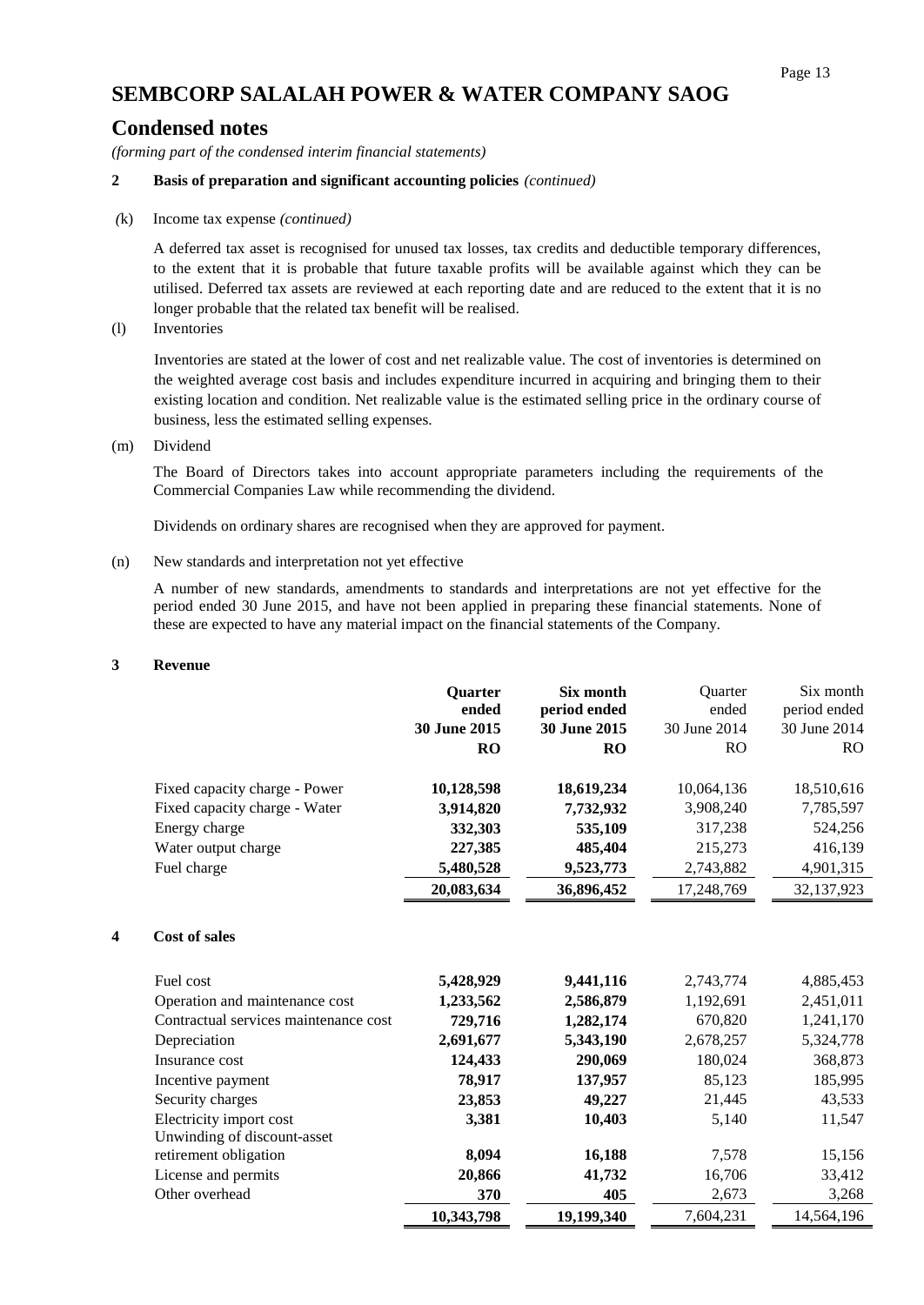# SEMBCORP SALALAH POWER & WATER COMPANY SAOG

## Condensed notes

*(forming part of the condensed interim financial statements)*

**2 Basis of preparation and significant accounting policies** *(continued)*

(k) Income tax expense *(continued)*

A deferred tax asset is recognised for unused tax losses, tax credits and deductible temporary differences, to the extent that it is probable that future taxable profits will be available against which they can be utilised. Deferred tax assets are reviewed at each reporting date and are reduced to the extent that it is no longer probable that the related tax benefit will be realised.

(l) Inventories

Inventories are stated at the lower of cost and net realizable value. The cost of inventories is determined on the weighted average cost basis and includes expenditure incurred in acquiring and bringing them to their existing location and condition. Net realizable value is the estimated selling price in the ordinary course of business, less the estimated selling expenses.

(m) Dividend

The Board of Directors takes into account appropriate parameters including the requirements of the Commercial Companies Law while recommending the dividend.

Dividends on ordinary shares are recognised when they are approved for payment.

(n) New standards and interpretation not yet effective

A number of new standards, amendments to standards and interpretations are not yet effective for the period ended 30 June 2015, and have not been applied in preparing these financial statements. None of these are expected to have any material impact on the financial statements of the Company.

**3 Revenue**

| | **Quarter ended 30 June 2015** | **Six month period ended 30 June 2015** | Quarter ended 30 June 2014 | Six month period ended 30 June 2014 |
|---|---|---|---|---|
| | **RO** | **RO** | RO | RO |
| Fixed capacity charge - Power | **10,128,598** | **18,619,234** | 10,064,136 | 18,510,616 |
| Fixed capacity charge - Water | **3,914,820** | **7,732,932** | 3,908,240 | 7,785,597 |
| Energy charge | **332,303** | **535,109** | 317,238 | 524,256 |
| Water output charge | **227,385** | **485,404** | 215,273 | 416,139 |
| Fuel charge | **5,480,528** | **9,523,773** | 2,743,882 | 4,901,315 |
| | **20,083,634** | **36,896,452** | 17,248,769 | 32,137,923 |

**4 Cost of sales**

| | **Quarter ended 30 June 2015** | **Six month period ended 30 June 2015** | Quarter ended 30 June 2014 | Six month period ended 30 June 2014 |
|---|---|---|---|---|
| Fuel cost | **5,428,929** | **9,441,116** | 2,743,774 | 4,885,453 |
| Operation and maintenance cost | **1,233,562** | **2,586,879** | 1,192,691 | 2,451,011 |
| Contractual services maintenance cost | **729,716** | **1,282,174** | 670,820 | 1,241,170 |
| Depreciation | **2,691,677** | **5,343,190** | 2,678,257 | 5,324,778 |
| Insurance cost | **124,433** | **290,069** | 180,024 | 368,873 |
| Incentive payment | **78,917** | **137,957** | 85,123 | 185,995 |
| Security charges | **23,853** | **49,227** | 21,445 | 43,533 |
| Electricity import cost | **3,381** | **10,403** | 5,140 | 11,547 |
| Unwinding of discount-asset retirement obligation | **8,094** | **16,188** | 7,578 | 15,156 |
| License and permits | **20,866** | **41,732** | 16,706 | 33,412 |
| Other overhead | **370** | **405** | 2,673 | 3,268 |
| | **10,343,798** | **19,199,340** | 7,604,231 | 14,564,196 |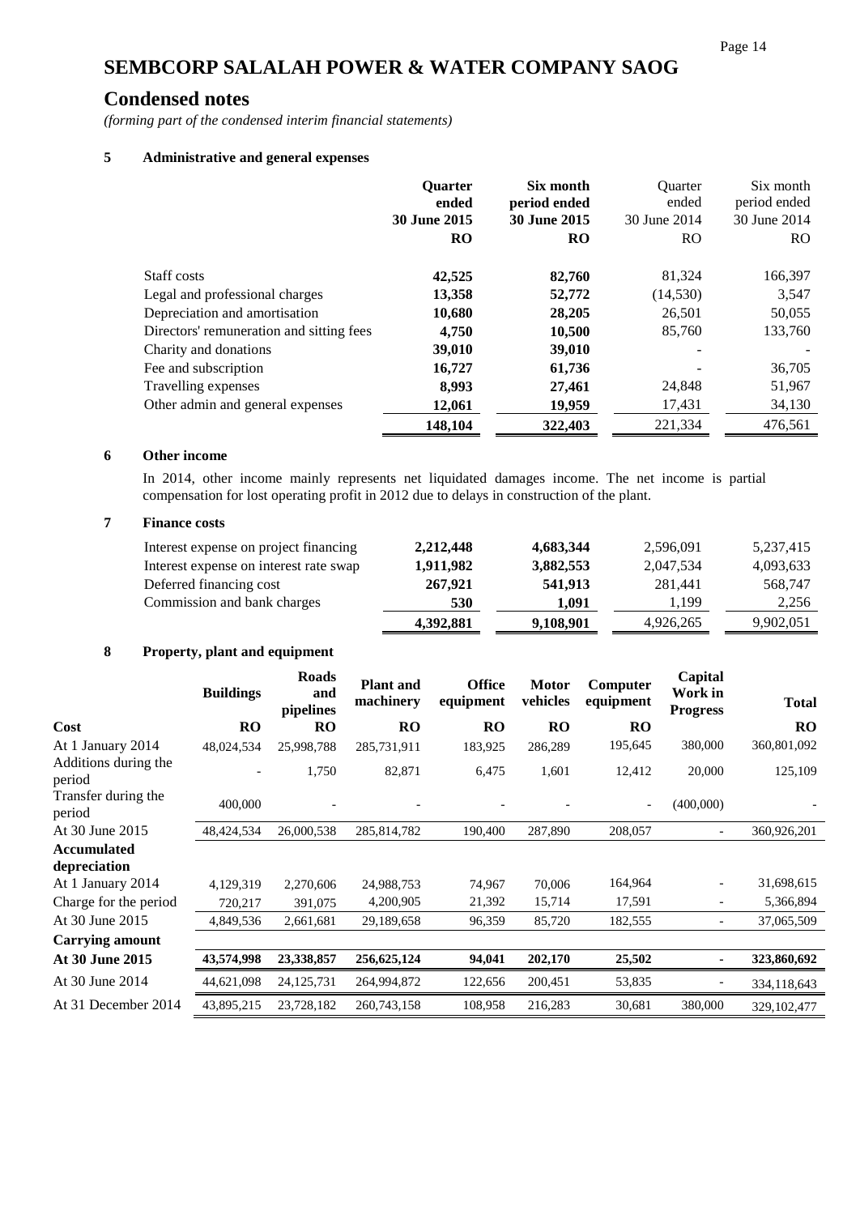# SEMBCORP SALALAH POWER & WATER COMPANY SAOG

## Condensed notes

*(forming part of the condensed interim financial statements)*

### 5 Administrative and general expenses

| | **Quarter ended 30 June 2015** | **Six month period ended 30 June 2015** | Quarter ended 30 June 2014 | Six month period ended 30 June 2014 |
|---|---|---|---|---|
| | **RO** | **RO** | RO | RO |
| Staff costs | **42,525** | **82,760** | 81,324 | 166,397 |
| Legal and professional charges | **13,358** | **52,772** | (14,530) | 3,547 |
| Depreciation and amortisation | **10,680** | **28,205** | 26,501 | 50,055 |
| Directors' remuneration and sitting fees | **4,750** | **10,500** | 85,760 | 133,760 |
| Charity and donations | **39,010** | **39,010** | - | - |
| Fee and subscription | **16,727** | **61,736** | - | 36,705 |
| Travelling expenses | **8,993** | **27,461** | 24,848 | 51,967 |
| Other admin and general expenses | **12,061** | **19,959** | 17,431 | 34,130 |
| | **148,104** | **322,403** | 221,334 | 476,561 |

### 6 Other income

In 2014, other income mainly represents net liquidated damages income. The net income is partial compensation for lost operating profit in 2012 due to delays in construction of the plant.

### 7 Finance costs

| | | | | |
|---|---|---|---|---|
| Interest expense on project financing | **2,212,448** | **4,683,344** | 2,596,091 | 5,237,415 |
| Interest expense on interest rate swap | **1,911,982** | **3,882,553** | 2,047,534 | 4,093,633 |
| Deferred financing cost | **267,921** | **541,913** | 281,441 | 568,747 |
| Commission and bank charges | **530** | **1,091** | 1,199 | 2,256 |
| | **4,392,881** | **9,108,901** | 4,926,265 | 9,902,051 |

### 8 Property, plant and equipment

| | **Buildings** | **Roads and pipelines** | **Plant and machinery** | **Office equipment** | **Motor vehicles** | **Computer equipment** | **Capital Work in Progress** | **Total** |
|---|---|---|---|---|---|---|---|---|
| **Cost** | **RO** | **RO** | **RO** | **RO** | **RO** | **RO** | | **RO** |
| At 1 January 2014 | 48,024,534 | 25,998,788 | 285,731,911 | 183,925 | 286,289 | 195,645 | 380,000 | 360,801,092 |
| Additions during the period | - | 1,750 | 82,871 | 6,475 | 1,601 | 12,412 | 20,000 | 125,109 |
| Transfer during the period | 400,000 | - | - | - | - | - | (400,000) | - |
| At 30 June 2015 | 48,424,534 | 26,000,538 | 285,814,782 | 190,400 | 287,890 | 208,057 | - | 360,926,201 |
| **Accumulated depreciation** | | | | | | | | |
| At 1 January 2014 | 4,129,319 | 2,270,606 | 24,988,753 | 74,967 | 70,006 | 164,964 | - | 31,698,615 |
| Charge for the period | 720,217 | 391,075 | 4,200,905 | 21,392 | 15,714 | 17,591 | - | 5,366,894 |
| At 30 June 2015 | 4,849,536 | 2,661,681 | 29,189,658 | 96,359 | 85,720 | 182,555 | - | 37,065,509 |
| **Carrying amount** | | | | | | | | |
| **At 30 June 2015** | **43,574,998** | **23,338,857** | **256,625,124** | **94,041** | **202,170** | **25,502** | **-** | **323,860,692** |
| At 30 June 2014 | 44,621,098 | 24,125,731 | 264,994,872 | 122,656 | 200,451 | 53,835 | - | 334,118,643 |
| At 31 December 2014 | 43,895,215 | 23,728,182 | 260,743,158 | 108,958 | 216,283 | 30,681 | 380,000 | 329,102,477 |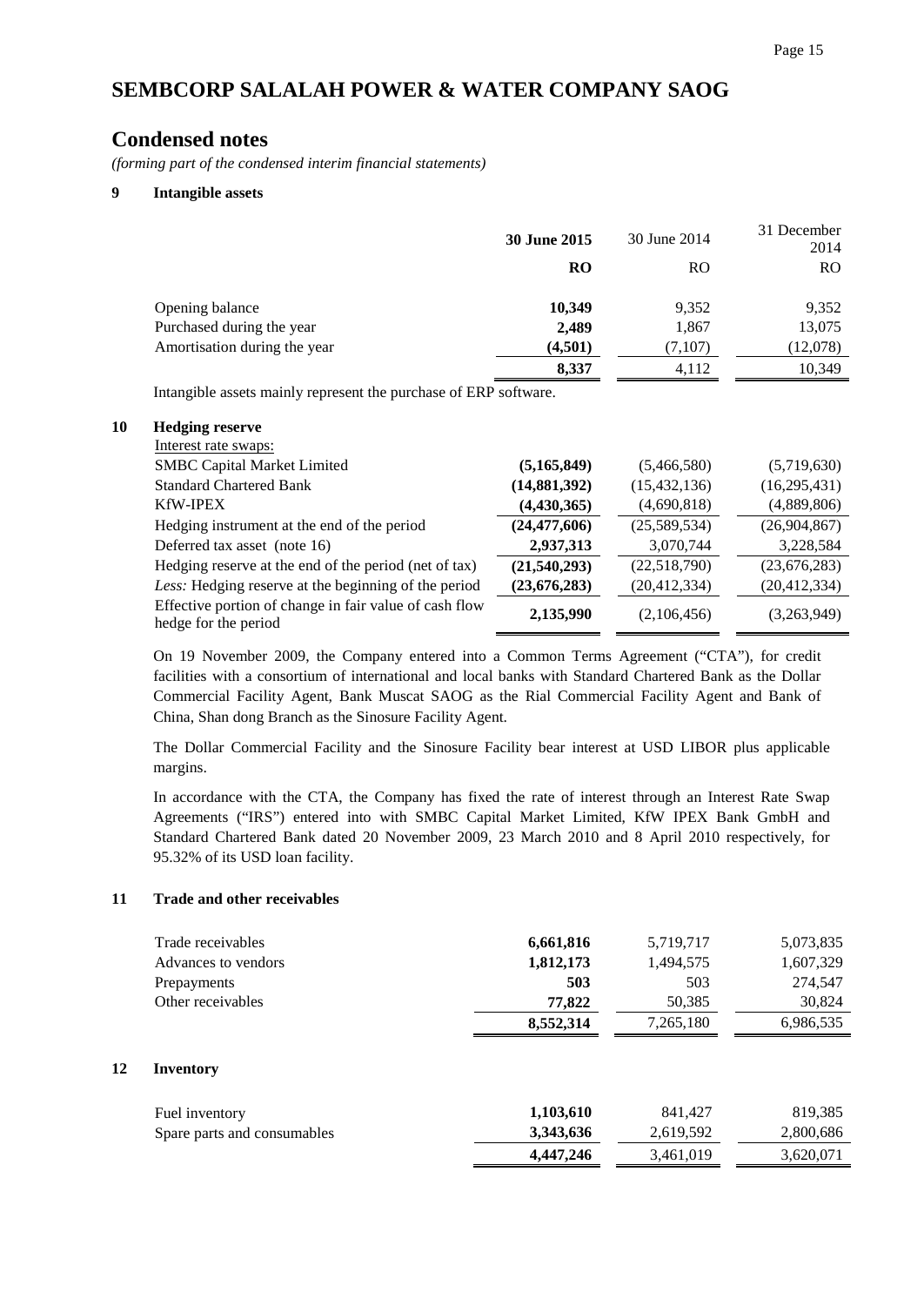# SEMBCORP SALALAH POWER & WATER COMPANY SAOG

## Condensed notes

*(forming part of the condensed interim financial statements)*

### 9 Intangible assets

| | **30 June 2015** | 30 June 2014 | 31 December 2014 |
|---|---|---|---|
| | **RO** | RO | RO |
| Opening balance | **10,349** | 9,352 | 9,352 |
| Purchased during the year | **2,489** | 1,867 | 13,075 |
| Amortisation during the year | **(4,501)** | (7,107) | (12,078) |
| | **8,337** | 4,112 | 10,349 |

Intangible assets mainly represent the purchase of ERP software.

### 10 Hedging reserve

| | **30 June 2015** | 30 June 2014 | 31 December 2014 |
|---|---|---|---|
| Interest rate swaps: | | | |
| SMBC Capital Market Limited | **(5,165,849)** | (5,466,580) | (5,719,630) |
| Standard Chartered Bank | **(14,881,392)** | (15,432,136) | (16,295,431) |
| KfW-IPEX | **(4,430,365)** | (4,690,818) | (4,889,806) |
| Hedging instrument at the end of the period | **(24,477,606)** | (25,589,534) | (26,904,867) |
| Deferred tax asset (note 16) | **2,937,313** | 3,070,744 | 3,228,584 |
| Hedging reserve at the end of the period (net of tax) | **(21,540,293)** | (22,518,790) | (23,676,283) |
| *Less:* Hedging reserve at the beginning of the period | **(23,676,283)** | (20,412,334) | (20,412,334) |
| Effective portion of change in fair value of cash flow hedge for the period | **2,135,990** | (2,106,456) | (3,263,949) |

On 19 November 2009, the Company entered into a Common Terms Agreement ("CTA"), for credit facilities with a consortium of international and local banks with Standard Chartered Bank as the Dollar Commercial Facility Agent, Bank Muscat SAOG as the Rial Commercial Facility Agent and Bank of China, Shan dong Branch as the Sinosure Facility Agent.

The Dollar Commercial Facility and the Sinosure Facility bear interest at USD LIBOR plus applicable margins.

In accordance with the CTA, the Company has fixed the rate of interest through an Interest Rate Swap Agreements ("IRS") entered into with SMBC Capital Market Limited, KfW IPEX Bank GmbH and Standard Chartered Bank dated 20 November 2009, 23 March 2010 and 8 April 2010 respectively, for 95.32% of its USD loan facility.

### 11 Trade and other receivables

| | **30 June 2015** | 30 June 2014 | 31 December 2014 |
|---|---|---|---|
| Trade receivables | **6,661,816** | 5,719,717 | 5,073,835 |
| Advances to vendors | **1,812,173** | 1,494,575 | 1,607,329 |
| Prepayments | **503** | 503 | 274,547 |
| Other receivables | **77,822** | 50,385 | 30,824 |
| | **8,552,314** | 7,265,180 | 6,986,535 |

### 12 Inventory

| | **30 June 2015** | 30 June 2014 | 31 December 2014 |
|---|---|---|---|
| Fuel inventory | **1,103,610** | 841,427 | 819,385 |
| Spare parts and consumables | **3,343,636** | 2,619,592 | 2,800,686 |
| | **4,447,246** | 3,461,019 | 3,620,071 |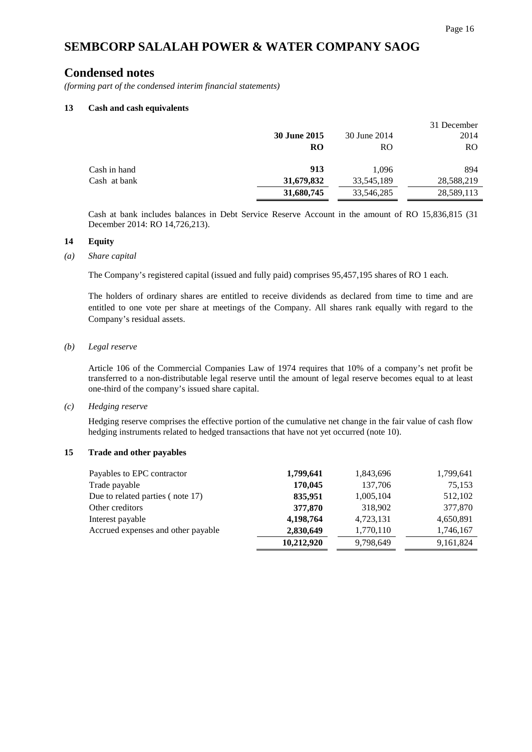# SEMBCORP SALALAH POWER & WATER COMPANY SAOG

## Condensed notes

*(forming part of the condensed interim financial statements)*

### 13 Cash and cash equivalents

| | **30 June 2015** | 30 June 2014 | 31 December 2014 |
|---|---|---|---|
| | **RO** | RO | RO |
| Cash in hand | **913** | 1,096 | 894 |
| Cash at bank | **31,679,832** | 33,545,189 | 28,588,219 |
| | **31,680,745** | 33,546,285 | 28,589,113 |

Cash at bank includes balances in Debt Service Reserve Account in the amount of RO 15,836,815 (31 December 2014: RO 14,726,213).

### 14 Equity

*(a) Share capital*

The Company's registered capital (issued and fully paid) comprises 95,457,195 shares of RO 1 each.

The holders of ordinary shares are entitled to receive dividends as declared from time to time and are entitled to one vote per share at meetings of the Company. All shares rank equally with regard to the Company's residual assets.

*(b) Legal reserve*

Article 106 of the Commercial Companies Law of 1974 requires that 10% of a company's net profit be transferred to a non-distributable legal reserve until the amount of legal reserve becomes equal to at least one-third of the company's issued share capital.

*(c) Hedging reserve*

Hedging reserve comprises the effective portion of the cumulative net change in the fair value of cash flow hedging instruments related to hedged transactions that have not yet occurred (note 10).

### 15 Trade and other payables

| | **30 June 2015** | 30 June 2014 | 31 December 2014 |
|---|---|---|---|
| Payables to EPC contractor | **1,799,641** | 1,843,696 | 1,799,641 |
| Trade payable | **170,045** | 137,706 | 75,153 |
| Due to related parties ( note 17) | **835,951** | 1,005,104 | 512,102 |
| Other creditors | **377,870** | 318,902 | 377,870 |
| Interest payable | **4,198,764** | 4,723,131 | 4,650,891 |
| Accrued expenses and other payable | **2,830,649** | 1,770,110 | 1,746,167 |
| | **10,212,920** | 9,798,649 | 9,161,824 |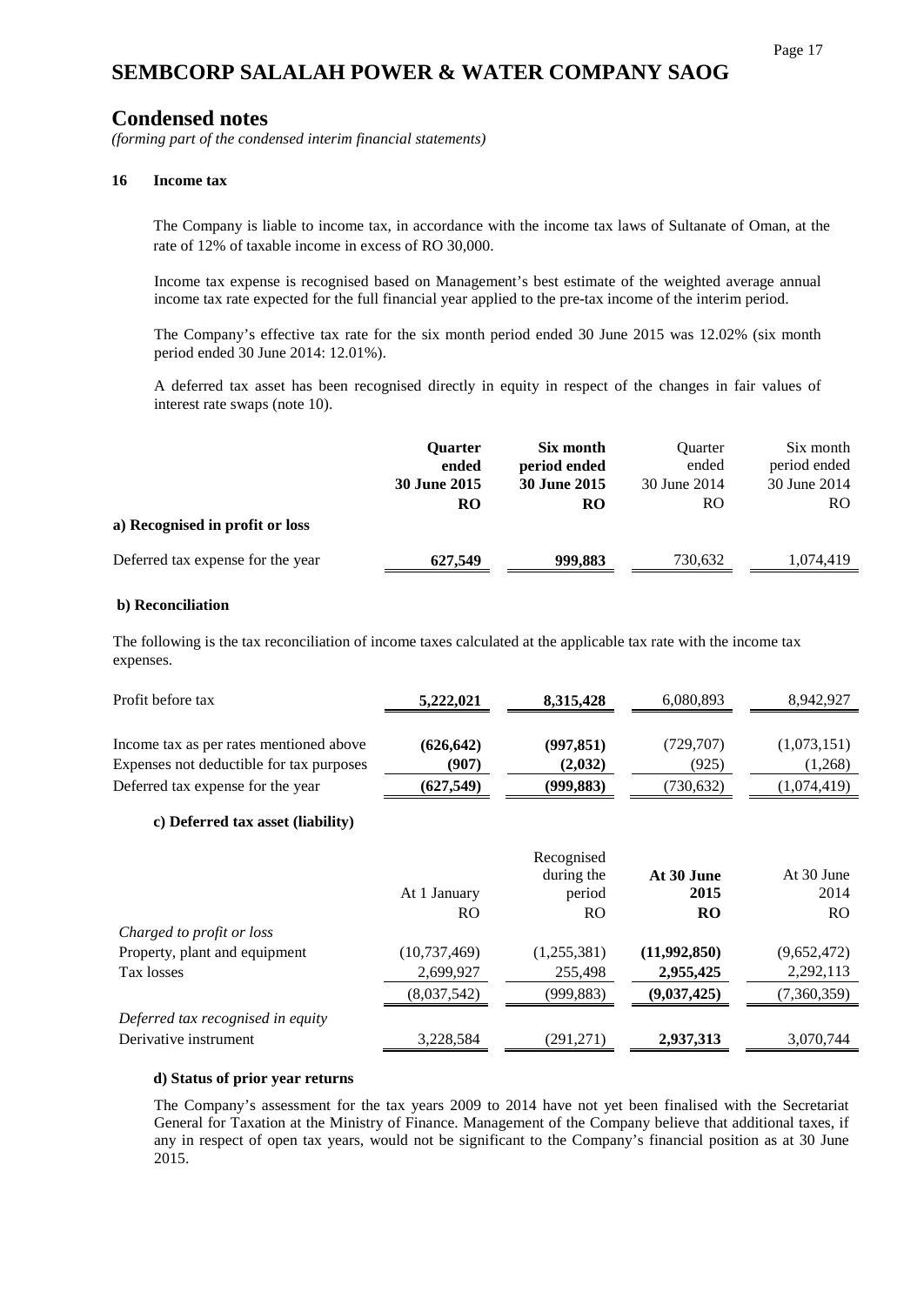# SEMBCORP SALALAH POWER & WATER COMPANY SAOG

## Condensed notes

*(forming part of the condensed interim financial statements)*

### 16 Income tax

The Company is liable to income tax, in accordance with the income tax laws of Sultanate of Oman, at the rate of 12% of taxable income in excess of RO 30,000.

Income tax expense is recognised based on Management's best estimate of the weighted average annual income tax rate expected for the full financial year applied to the pre-tax income of the interim period.

The Company's effective tax rate for the six month period ended 30 June 2015 was 12.02% (six month period ended 30 June 2014: 12.01%).

A deferred tax asset has been recognised directly in equity in respect of the changes in fair values of interest rate swaps (note 10).

| | **Quarter ended 30 June 2015** | **Six month period ended 30 June 2015** | Quarter ended 30 June 2014 | Six month period ended 30 June 2014 |
|---|---|---|---|---|
| | **RO** | **RO** | RO | RO |
| **a) Recognised in profit or loss** | | | | |
| Deferred tax expense for the year | **627,549** | **999,883** | 730,632 | 1,074,419 |

**b) Reconciliation**

The following is the tax reconciliation of income taxes calculated at the applicable tax rate with the income tax expenses.

| | **Quarter ended 30 June 2015** | **Six month period ended 30 June 2015** | Quarter ended 30 June 2014 | Six month period ended 30 June 2014 |
|---|---|---|---|---|
| Profit before tax | **5,222,021** | **8,315,428** | 6,080,893 | 8,942,927 |
| Income tax as per rates mentioned above | **(626,642)** | **(997,851)** | (729,707) | (1,073,151) |
| Expenses not deductible for tax purposes | **(907)** | **(2,032)** | (925) | (1,268) |
| Deferred tax expense for the year | **(627,549)** | **(999,883)** | (730,632) | (1,074,419) |

**c) Deferred tax asset (liability)**

| | At 1 January | Recognised during the period | **At 30 June 2015** | At 30 June 2014 |
|---|---|---|---|---|
| | RO | RO | **RO** | RO |
| *Charged to profit or loss* | | | | |
| Property, plant and equipment | (10,737,469) | (1,255,381) | **(11,992,850)** | (9,652,472) |
| Tax losses | 2,699,927 | 255,498 | **2,955,425** | 2,292,113 |
| | (8,037,542) | (999,883) | **(9,037,425)** | (7,360,359) |
| *Deferred tax recognised in equity* | | | | |
| Derivative instrument | 3,228,584 | (291,271) | **2,937,313** | 3,070,744 |

**d) Status of prior year returns**

The Company's assessment for the tax years 2009 to 2014 have not yet been finalised with the Secretariat General for Taxation at the Ministry of Finance. Management of the Company believe that additional taxes, if any in respect of open tax years, would not be significant to the Company's financial position as at 30 June 2015.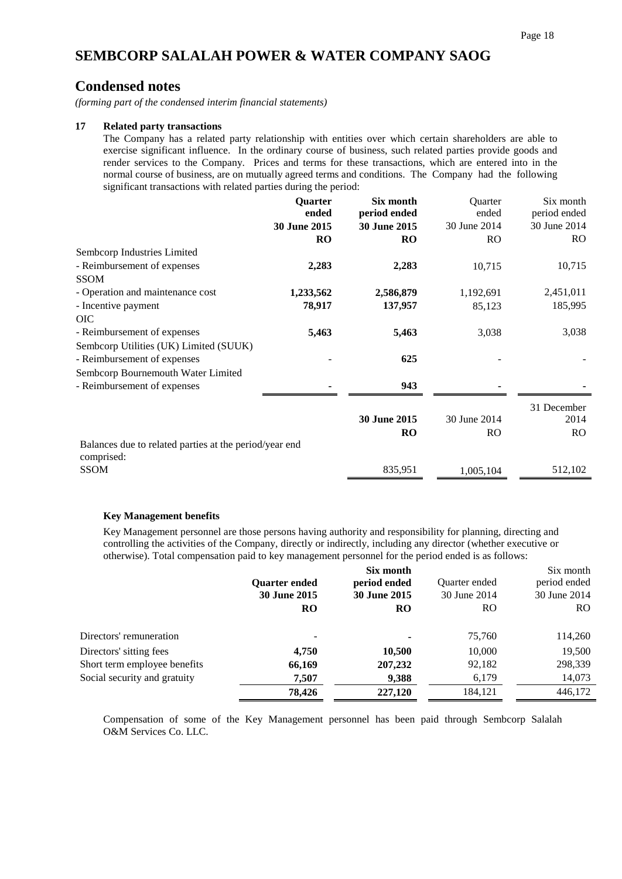# SEMBCORP SALALAH POWER & WATER COMPANY SAOG

## Condensed notes

*(forming part of the condensed interim financial statements)*

### 17 Related party transactions

The Company has a related party relationship with entities over which certain shareholders are able to exercise significant influence. In the ordinary course of business, such related parties provide goods and render services to the Company. Prices and terms for these transactions, which are entered into in the normal course of business, are on mutually agreed terms and conditions. The Company had the following significant transactions with related parties during the period:

| | **Quarter ended 30 June 2015** | **Six month period ended 30 June 2015** | Quarter ended 30 June 2014 | Six month period ended 30 June 2014 |
|---|---|---|---|---|
| | **RO** | **RO** | RO | RO |
| Sembcorp Industries Limited | | | | |
| - Reimbursement of expenses | **2,283** | **2,283** | 10,715 | 10,715 |
| SSOM | | | | |
| - Operation and maintenance cost | **1,233,562** | **2,586,879** | 1,192,691 | 2,451,011 |
| - Incentive payment | **78,917** | **137,957** | 85,123 | 185,995 |
| OIC | | | | |
| - Reimbursement of expenses | **5,463** | **5,463** | 3,038 | 3,038 |
| Sembcorp Utilities (UK) Limited (SUUK) | | | | |
| - Reimbursement of expenses | - | **625** | - | - |
| Sembcorp Bournemouth Water Limited | | | | |
| - Reimbursement of expenses | **-** | **943** | **-** | **-** |

| | **30 June 2015** | 30 June 2014 | 31 December 2014 |
|---|---|---|---|
| | **RO** | RO | RO |
| Balances due to related parties at the period/year end comprised: | | | |
| SSOM | 835,951 | 1,005,104 | 512,102 |

#### Key Management benefits

Key Management personnel are those persons having authority and responsibility for planning, directing and controlling the activities of the Company, directly or indirectly, including any director (whether executive or otherwise). Total compensation paid to key management personnel for the period ended is as follows:

| | **Quarter ended 30 June 2015** | **Six month period ended 30 June 2015** | Quarter ended 30 June 2014 | Six month period ended 30 June 2014 |
|---|---|---|---|---|
| | **RO** | **RO** | RO | RO |
| Directors' remuneration | - | **-** | 75,760 | 114,260 |
| Directors' sitting fees | **4,750** | **10,500** | 10,000 | 19,500 |
| Short term employee benefits | **66,169** | **207,232** | 92,182 | 298,339 |
| Social security and gratuity | **7,507** | **9,388** | 6,179 | 14,073 |
| | **78,426** | **227,120** | 184,121 | 446,172 |

Compensation of some of the Key Management personnel has been paid through Sembcorp Salalah O&M Services Co. LLC.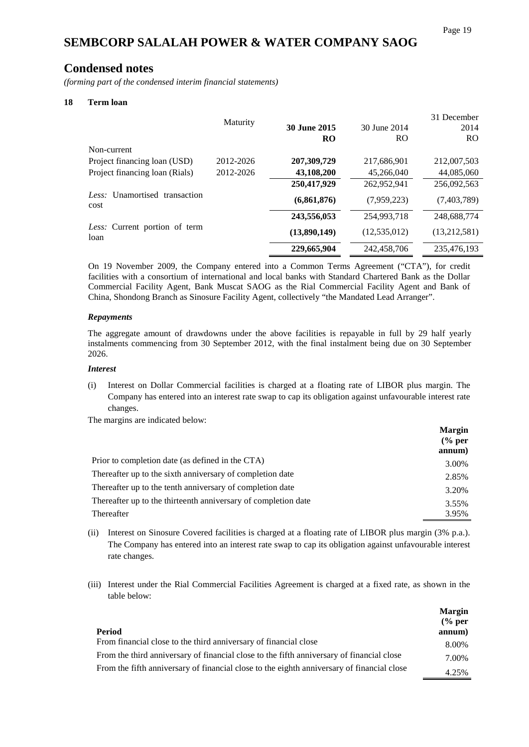# SEMBCORP SALALAH POWER & WATER COMPANY SAOG

## Condensed notes

*(forming part of the condensed interim financial statements)*

### 18 Term loan

| | Maturity | **30 June 2015** | 30 June 2014 | 31 December 2014 |
|---|---|---|---|---|
| | | **RO** | RO | RO |
| Non-current | | | | |
| Project financing loan (USD) | 2012-2026 | **207,309,729** | 217,686,901 | 212,007,503 |
| Project financing loan (Rials) | 2012-2026 | **43,108,200** | 45,266,040 | 44,085,060 |
| | | **250,417,929** | 262,952,941 | 256,092,563 |
| *Less:* Unamortised transaction cost | | **(6,861,876)** | (7,959,223) | (7,403,789) |
| | | **243,556,053** | 254,993,718 | 248,688,774 |
| *Less:* Current portion of term loan | | **(13,890,149)** | (12,535,012) | (13,212,581) |
| | | **229,665,904** | 242,458,706 | 235,476,193 |

On 19 November 2009, the Company entered into a Common Terms Agreement ("CTA"), for credit facilities with a consortium of international and local banks with Standard Chartered Bank as the Dollar Commercial Facility Agent, Bank Muscat SAOG as the Rial Commercial Facility Agent and Bank of China, Shondong Branch as Sinosure Facility Agent, collectively "the Mandated Lead Arranger".

***Repayments***

The aggregate amount of drawdowns under the above facilities is repayable in full by 29 half yearly instalments commencing from 30 September 2012, with the final instalment being due on 30 September 2026.

***Interest***

(i) Interest on Dollar Commercial facilities is charged at a floating rate of LIBOR plus margin. The Company has entered into an interest rate swap to cap its obligation against unfavourable interest rate changes.

The margins are indicated below:

| | **Margin (% per annum)** |
|---|---|
| Prior to completion date (as defined in the CTA) | 3.00% |
| Thereafter up to the sixth anniversary of completion date | 2.85% |
| Thereafter up to the tenth anniversary of completion date | 3.20% |
| Thereafter up to the thirteenth anniversary of completion date | 3.55% |
| Thereafter | 3.95% |

(ii) Interest on Sinosure Covered facilities is charged at a floating rate of LIBOR plus margin (3% p.a.). The Company has entered into an interest rate swap to cap its obligation against unfavourable interest rate changes.

(iii) Interest under the Rial Commercial Facilities Agreement is charged at a fixed rate, as shown in the table below:

| **Period** | **Margin (% per annum)** |
|---|---|
| From financial close to the third anniversary of financial close | 8.00% |
| From the third anniversary of financial close to the fifth anniversary of financial close | 7.00% |
| From the fifth anniversary of financial close to the eighth anniversary of financial close | 4.25% |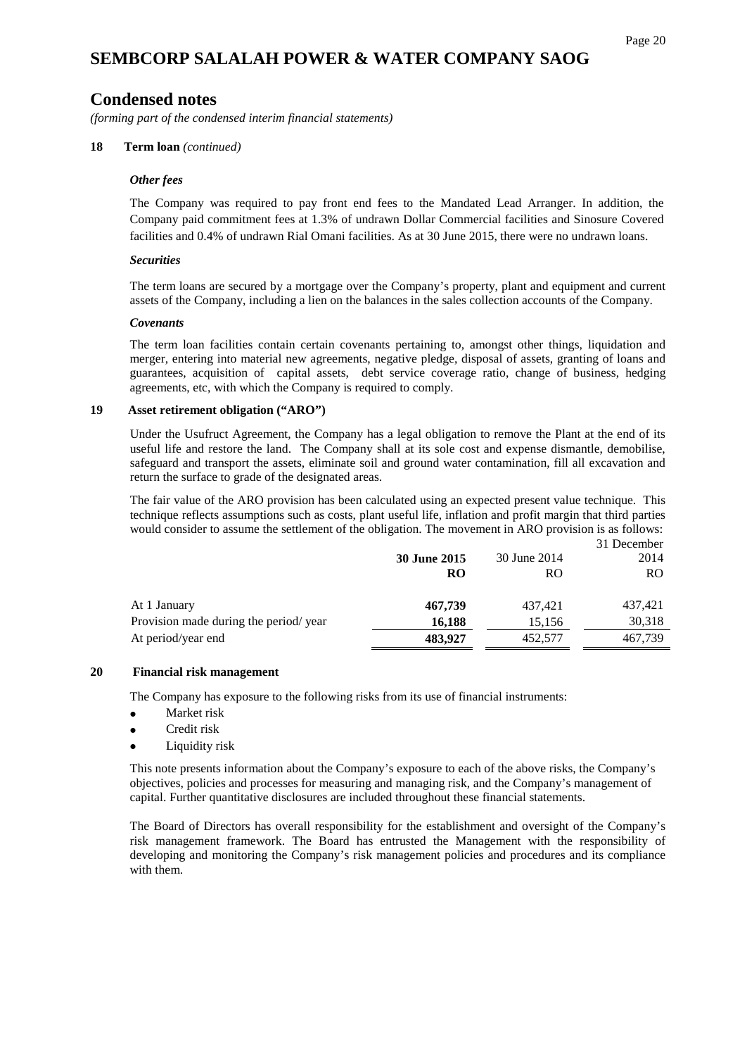# SEMBCORP SALALAH POWER & WATER COMPANY SAOG

## Condensed notes

*(forming part of the condensed interim financial statements)*

**18 Term loan** *(continued)*

***Other fees***

The Company was required to pay front end fees to the Mandated Lead Arranger. In addition, the Company paid commitment fees at 1.3% of undrawn Dollar Commercial facilities and Sinosure Covered facilities and 0.4% of undrawn Rial Omani facilities. As at 30 June 2015, there were no undrawn loans.

***Securities***

The term loans are secured by a mortgage over the Company's property, plant and equipment and current assets of the Company, including a lien on the balances in the sales collection accounts of the Company.

***Covenants***

The term loan facilities contain certain covenants pertaining to, amongst other things, liquidation and merger, entering into material new agreements, negative pledge, disposal of assets, granting of loans and guarantees, acquisition of capital assets, debt service coverage ratio, change of business, hedging agreements, etc, with which the Company is required to comply.

**19 Asset retirement obligation ("ARO")**

Under the Usufruct Agreement, the Company has a legal obligation to remove the Plant at the end of its useful life and restore the land. The Company shall at its sole cost and expense dismantle, demobilise, safeguard and transport the assets, eliminate soil and ground water contamination, fill all excavation and return the surface to grade of the designated areas.

The fair value of the ARO provision has been calculated using an expected present value technique. This technique reflects assumptions such as costs, plant useful life, inflation and profit margin that third parties would consider to assume the settlement of the obligation. The movement in ARO provision is as follows:

| | **30 June 2015** | 30 June 2014 | 31 December 2014 |
|---|---|---|---|
| | **RO** | RO | RO |
| At 1 January | **467,739** | 437,421 | 437,421 |
| Provision made during the period/ year | **16,188** | 15,156 | 30,318 |
| At period/year end | **483,927** | 452,577 | 467,739 |

**20 Financial risk management**

The Company has exposure to the following risks from its use of financial instruments:

- Market risk
- Credit risk
- Liquidity risk

This note presents information about the Company's exposure to each of the above risks, the Company's objectives, policies and processes for measuring and managing risk, and the Company's management of capital. Further quantitative disclosures are included throughout these financial statements.

The Board of Directors has overall responsibility for the establishment and oversight of the Company's risk management framework. The Board has entrusted the Management with the responsibility of developing and monitoring the Company's risk management policies and procedures and its compliance with them.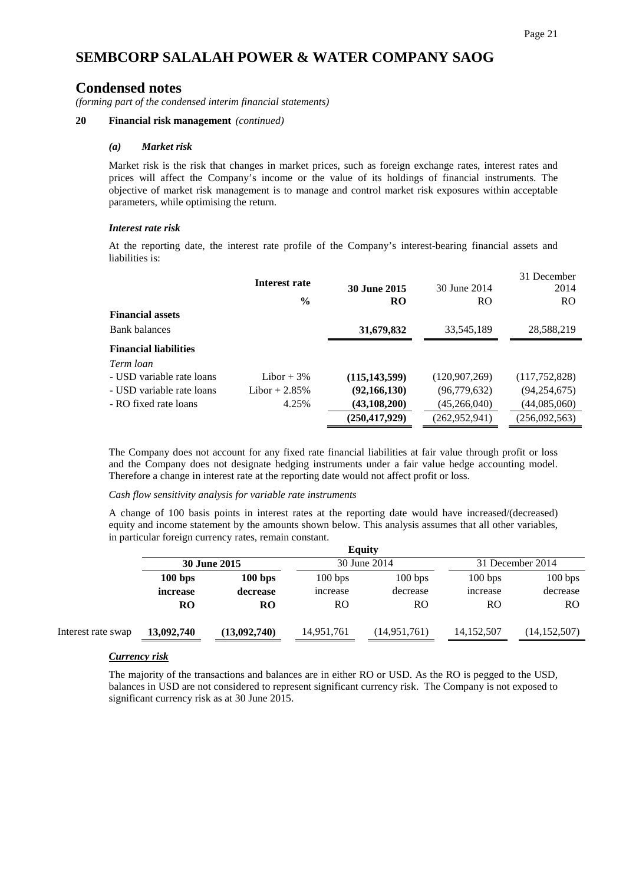# SEMBCORP SALALAH POWER & WATER COMPANY SAOG

## Condensed notes

*(forming part of the condensed interim financial statements)*

**20 Financial risk management** *(continued)*

### *(a) Market risk*

Market risk is the risk that changes in market prices, such as foreign exchange rates, interest rates and prices will affect the Company's income or the value of its holdings of financial instruments. The objective of market risk management is to manage and control market risk exposures within acceptable parameters, while optimising the return.

#### *Interest rate risk*

At the reporting date, the interest rate profile of the Company's interest-bearing financial assets and liabilities is:

| | **Interest rate** | **30 June 2015** | 30 June 2014 | 31 December 2014 |
|---|---|---|---|---|
| | **%** | **RO** | RO | RO |
| **Financial assets** | | | | |
| Bank balances | | **31,679,832** | 33,545,189 | 28,588,219 |
| **Financial liabilities** | | | | |
| *Term loan* | | | | |
| - USD variable rate loans | Libor + 3% | **(115,143,599)** | (120,907,269) | (117,752,828) |
| - USD variable rate loans | Libor + 2.85% | **(92,166,130)** | (96,779,632) | (94,254,675) |
| - RO fixed rate loans | 4.25% | **(43,108,200)** | (45,266,040) | (44,085,060) |
| | | **(250,417,929)** | (262,952,941) | (256,092,563) |

The Company does not account for any fixed rate financial liabilities at fair value through profit or loss and the Company does not designate hedging instruments under a fair value hedge accounting model. Therefore a change in interest rate at the reporting date would not affect profit or loss.

*Cash flow sensitivity analysis for variable rate instruments*

A change of 100 basis points in interest rates at the reporting date would have increased/(decreased) equity and income statement by the amounts shown below. This analysis assumes that all other variables, in particular foreign currency rates, remain constant.

| | **Equity** | | | | | |
|---|---|---|---|---|---|---|
| | **30 June 2015** | | 30 June 2014 | | 31 December 2014 | |
| | **100 bps increase** | **100 bps decrease** | 100 bps increase | 100 bps decrease | 100 bps increase | 100 bps decrease |
| | **RO** | **RO** | RO | RO | RO | RO |
| Interest rate swap | **13,092,740** | **(13,092,740)** | 14,951,761 | (14,951,761) | 14,152,507 | (14,152,507) |

#### ***Currency risk***

The majority of the transactions and balances are in either RO or USD. As the RO is pegged to the USD, balances in USD are not considered to represent significant currency risk. The Company is not exposed to significant currency risk as at 30 June 2015.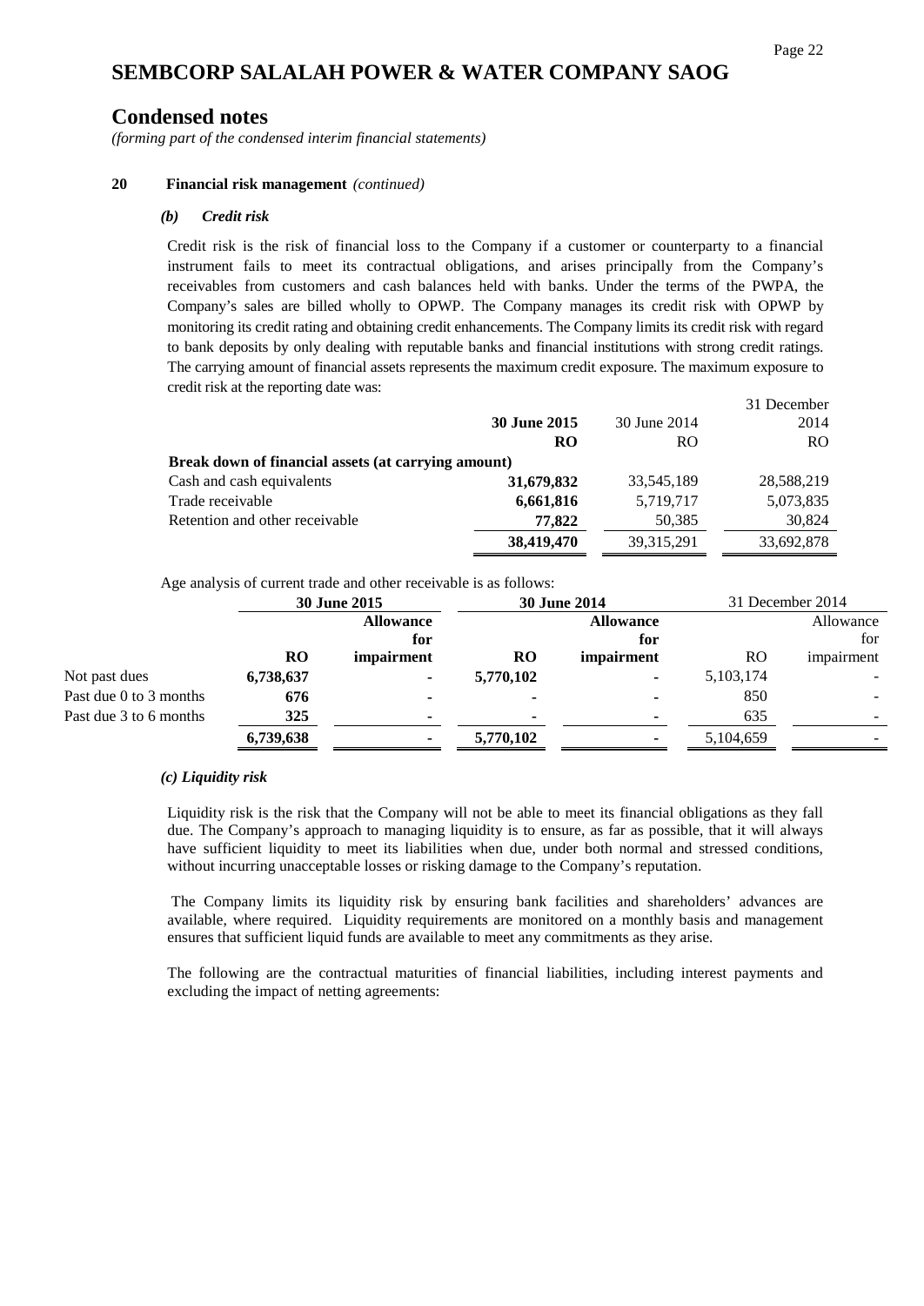# SEMBCORP SALALAH POWER & WATER COMPANY SAOG

## Condensed notes

*(forming part of the condensed interim financial statements)*

### 20 Financial risk management *(continued)*

#### *(b) Credit risk*

Credit risk is the risk of financial loss to the Company if a customer or counterparty to a financial instrument fails to meet its contractual obligations, and arises principally from the Company's receivables from customers and cash balances held with banks. Under the terms of the PWPA, the Company's sales are billed wholly to OPWP. The Company manages its credit risk with OPWP by monitoring its credit rating and obtaining credit enhancements. The Company limits its credit risk with regard to bank deposits by only dealing with reputable banks and financial institutions with strong credit ratings. The carrying amount of financial assets represents the maximum credit exposure. The maximum exposure to credit risk at the reporting date was:

| | **30 June 2015** | 30 June 2014 | 31 December 2014 |
|---|---|---|---|
| | **RO** | RO | RO |
| **Break down of financial assets (at carrying amount)** | | | |
| Cash and cash equivalents | **31,679,832** | 33,545,189 | 28,588,219 |
| Trade receivable | **6,661,816** | 5,719,717 | 5,073,835 |
| Retention and other receivable | **77,822** | 50,385 | 30,824 |
| | **38,419,470** | 39,315,291 | 33,692,878 |

Age analysis of current trade and other receivable is as follows:

| | **30 June 2015** | | **30 June 2014** | | 31 December 2014 | |
|---|---|---|---|---|---|---|
| | **RO** | **Allowance for impairment** | **RO** | **Allowance for impairment** | RO | Allowance for impairment |
| Not past dues | **6,738,637** | **-** | **5,770,102** | **-** | 5,103,174 | - |
| Past due 0 to 3 months | **676** | **-** | **-** | **-** | 850 | - |
| Past due 3 to 6 months | **325** | **-** | **-** | **-** | 635 | - |
| | **6,739,638** | **-** | **5,770,102** | **-** | 5,104,659 | - |

#### *(c) Liquidity risk*

Liquidity risk is the risk that the Company will not be able to meet its financial obligations as they fall due. The Company's approach to managing liquidity is to ensure, as far as possible, that it will always have sufficient liquidity to meet its liabilities when due, under both normal and stressed conditions, without incurring unacceptable losses or risking damage to the Company's reputation.

The Company limits its liquidity risk by ensuring bank facilities and shareholders' advances are available, where required. Liquidity requirements are monitored on a monthly basis and management ensures that sufficient liquid funds are available to meet any commitments as they arise.

The following are the contractual maturities of financial liabilities, including interest payments and excluding the impact of netting agreements: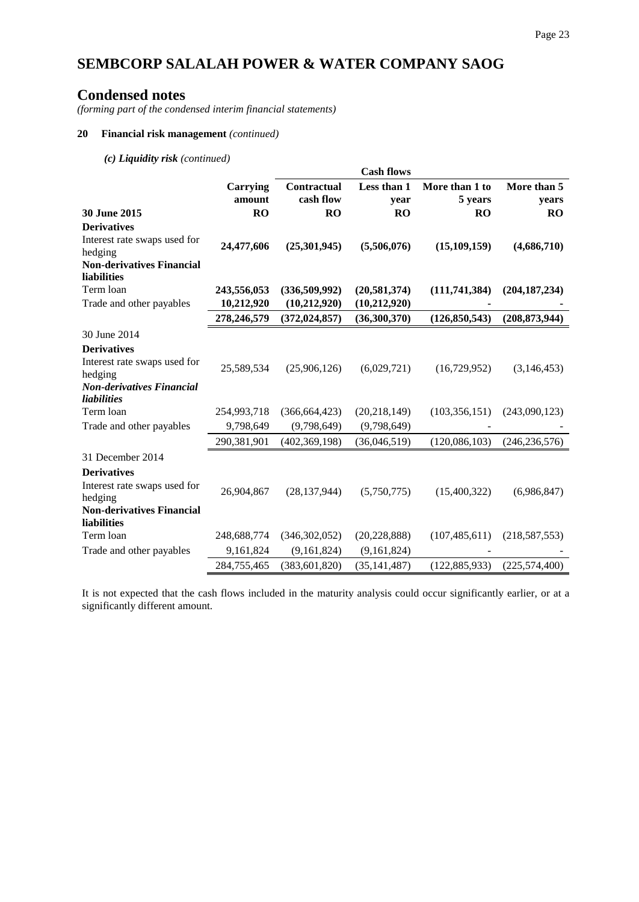# SEMBCORP SALALAH POWER & WATER COMPANY SAOG

## Condensed notes

*(forming part of the condensed interim financial statements)*

### 20 Financial risk management *(continued)*

***(c) Liquidity risk*** *(continued)*

| | | Cash flows | | | |
|---|---|---|---|---|---|
| | **Carrying amount** | **Contractual cash flow** | **Less than 1 year** | **More than 1 to 5 years** | **More than 5 years** |
| **30 June 2015** | **RO** | **RO** | **RO** | **RO** | **RO** |
| **Derivatives** | | | | | |
| Interest rate swaps used for hedging | **24,477,606** | **(25,301,945)** | **(5,506,076)** | **(15,109,159)** | **(4,686,710)** |
| **Non-derivatives Financial liabilities** | | | | | |
| Term loan | **243,556,053** | **(336,509,992)** | **(20,581,374)** | **(111,741,384)** | **(204,187,234)** |
| Trade and other payables | **10,212,920** | **(10,212,920)** | **(10,212,920)** | **-** | **-** |
| | **278,246,579** | **(372,024,857)** | **(36,300,370)** | **(126,850,543)** | **(208,873,944)** |
| 30 June 2014 | | | | | |
| **Derivatives** | | | | | |
| Interest rate swaps used for hedging | 25,589,534 | (25,906,126) | (6,029,721) | (16,729,952) | (3,146,453) |
| ***Non-derivatives Financial liabilities*** | | | | | |
| Term loan | 254,993,718 | (366,664,423) | (20,218,149) | (103,356,151) | (243,090,123) |
| Trade and other payables | 9,798,649 | (9,798,649) | (9,798,649) | - | - |
| | 290,381,901 | (402,369,198) | (36,046,519) | (120,086,103) | (246,236,576) |
| 31 December 2014 | | | | | |
| **Derivatives** | | | | | |
| Interest rate swaps used for hedging | 26,904,867 | (28,137,944) | (5,750,775) | (15,400,322) | (6,986,847) |
| **Non-derivatives Financial liabilities** | | | | | |
| Term loan | 248,688,774 | (346,302,052) | (20,228,888) | (107,485,611) | (218,587,553) |
| Trade and other payables | 9,161,824 | (9,161,824) | (9,161,824) | - | - |
| | 284,755,465 | (383,601,820) | (35,141,487) | (122,885,933) | (225,574,400) |

It is not expected that the cash flows included in the maturity analysis could occur significantly earlier, or at a significantly different amount.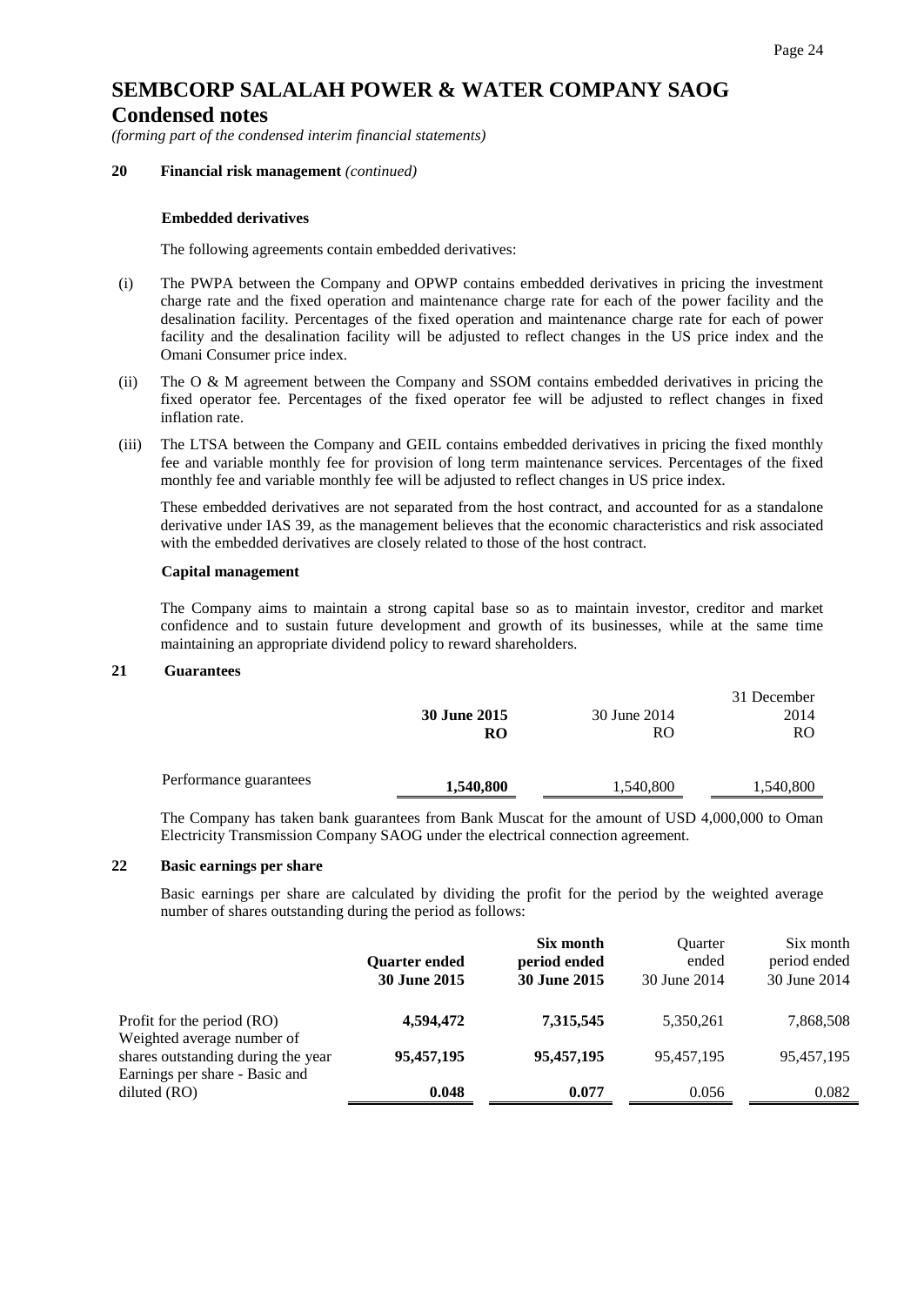# SEMBCORP SALALAH POWER & WATER COMPANY SAOG

## Condensed notes

*(forming part of the condensed interim financial statements)*

**20 Financial risk management** *(continued)*

**Embedded derivatives**

The following agreements contain embedded derivatives:

(i) The PWPA between the Company and OPWP contains embedded derivatives in pricing the investment charge rate and the fixed operation and maintenance charge rate for each of the power facility and the desalination facility. Percentages of the fixed operation and maintenance charge rate for each of power facility and the desalination facility will be adjusted to reflect changes in the US price index and the Omani Consumer price index.

(ii) The O & M agreement between the Company and SSOM contains embedded derivatives in pricing the fixed operator fee. Percentages of the fixed operator fee will be adjusted to reflect changes in fixed inflation rate.

(iii) The LTSA between the Company and GEIL contains embedded derivatives in pricing the fixed monthly fee and variable monthly fee for provision of long term maintenance services. Percentages of the fixed monthly fee and variable monthly fee will be adjusted to reflect changes in US price index.

These embedded derivatives are not separated from the host contract, and accounted for as a standalone derivative under IAS 39, as the management believes that the economic characteristics and risk associated with the embedded derivatives are closely related to those of the host contract.

**Capital management**

The Company aims to maintain a strong capital base so as to maintain investor, creditor and market confidence and to sustain future development and growth of its businesses, while at the same time maintaining an appropriate dividend policy to reward shareholders.

**21 Guarantees**

| | **30 June 2015** | 30 June 2014 | 31 December 2014 |
|---|---|---|---|
| | **RO** | RO | RO |
| Performance guarantees | **1,540,800** | 1,540,800 | 1,540,800 |

The Company has taken bank guarantees from Bank Muscat for the amount of USD 4,000,000 to Oman Electricity Transmission Company SAOG under the electrical connection agreement.

**22 Basic earnings per share**

Basic earnings per share are calculated by dividing the profit for the period by the weighted average number of shares outstanding during the period as follows:

| | **Quarter ended 30 June 2015** | **Six month period ended 30 June 2015** | Quarter ended 30 June 2014 | Six month period ended 30 June 2014 |
|---|---|---|---|---|
| Profit for the period (RO) | **4,594,472** | **7,315,545** | 5,350,261 | 7,868,508 |
| Weighted average number of shares outstanding during the year | **95,457,195** | **95,457,195** | 95,457,195 | 95,457,195 |
| Earnings per share - Basic and diluted (RO) | **0.048** | **0.077** | 0.056 | 0.082 |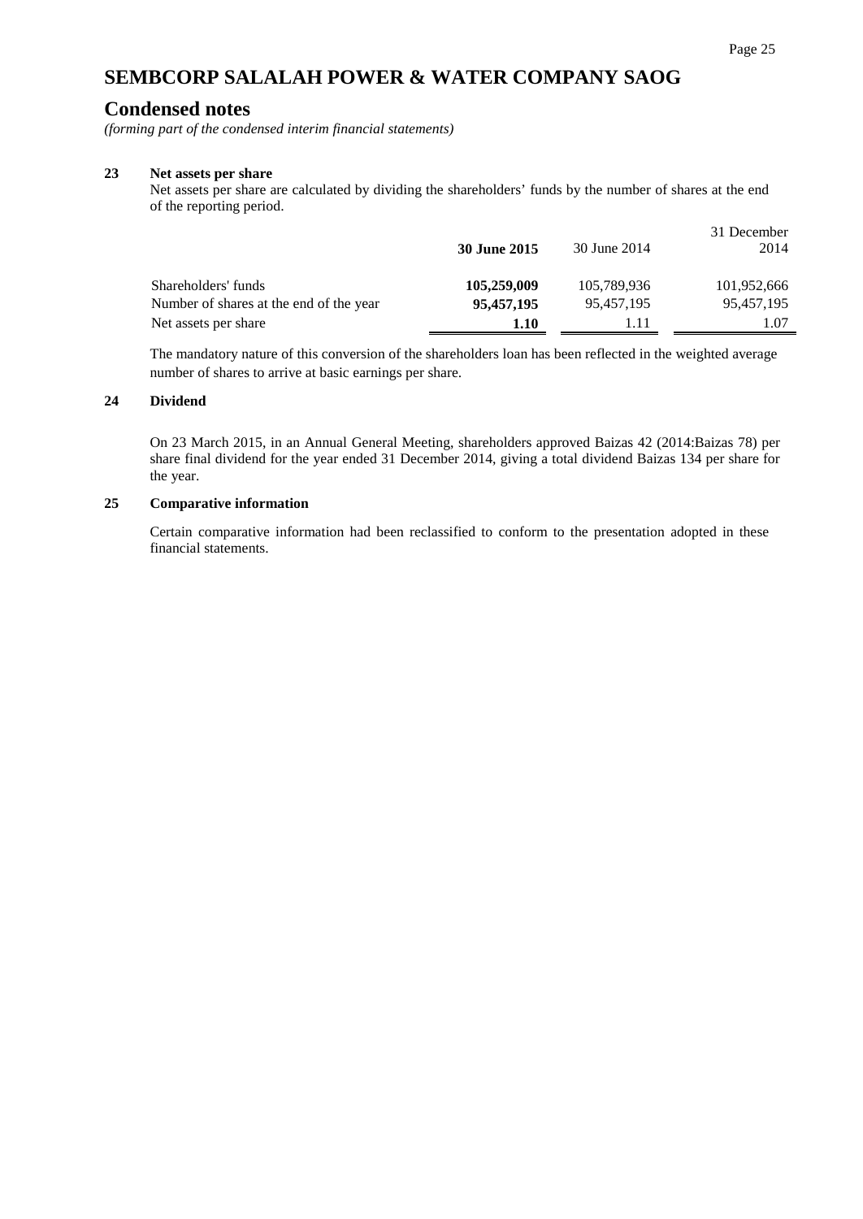# SEMBCORP SALALAH POWER & WATER COMPANY SAOG

## Condensed notes

*(forming part of the condensed interim financial statements)*

### 23 Net assets per share

Net assets per share are calculated by dividing the shareholders' funds by the number of shares at the end of the reporting period.

| | **30 June 2015** | 30 June 2014 | 31 December 2014 |
|---|---|---|---|
| Shareholders' funds | **105,259,009** | 105,789,936 | 101,952,666 |
| Number of shares at the end of the year | **95,457,195** | 95,457,195 | 95,457,195 |
| Net assets per share | **1.10** | 1.11 | 1.07 |

The mandatory nature of this conversion of the shareholders loan has been reflected in the weighted average number of shares to arrive at basic earnings per share.

### 24 Dividend

On 23 March 2015, in an Annual General Meeting, shareholders approved Baizas 42 (2014:Baizas 78) per share final dividend for the year ended 31 December 2014, giving a total dividend Baizas 134 per share for the year.

### 25 Comparative information

Certain comparative information had been reclassified to conform to the presentation adopted in these financial statements.